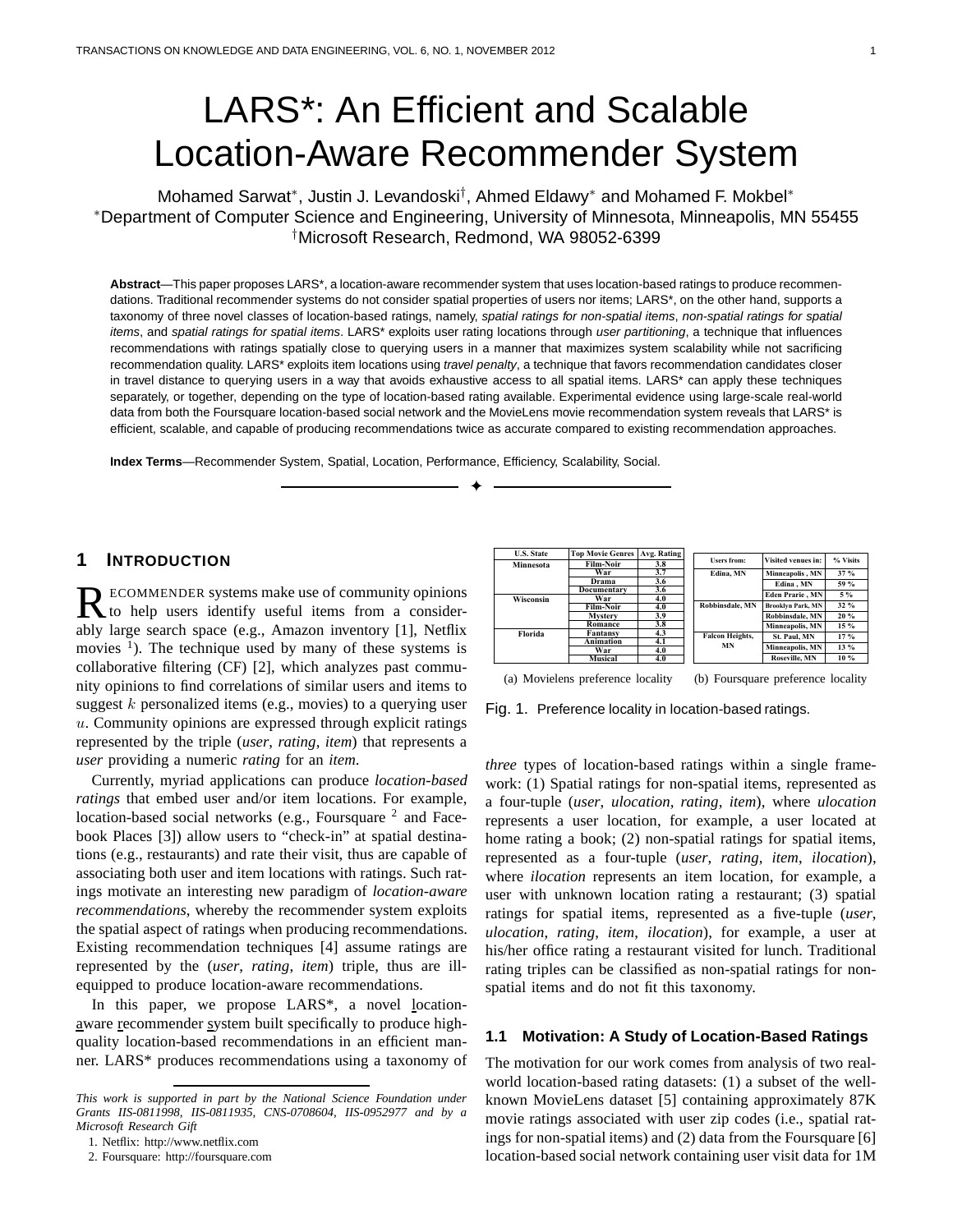# LARS*: An Efficient and Scalable Location-Aware Recommender System

Mohamed Sarwat*, Justin J. Levandoski†, Ahmed Eldawy* and Mohamed F. Mokbel*

*Department of Computer Science and Engineering, University of Minnesota, Minneapolis, MN 55455

†Microsoft Research, Redmond, WA 98052-6399

**Abstract**—This paper proposes LARS*, a location-aware recommender system that uses location-based ratings to produce recommendations. Traditional recommender systems do not consider spatial properties of users nor items; LARS*, on the other hand, supports a taxonomy of three novel classes of location-based ratings, namely, *spatial ratings for non-spatial items*, *non-spatial ratings for spatial items*, and *spatial ratings for spatial items*. LARS* exploits user rating locations through *user partitioning*, a technique that influences recommendations with ratings spatially close to querying users in a manner that maximizes system scalability while not sacrificing recommendation quality. LARS* exploits item locations using *travel penalty*, a technique that favors recommendation candidates closer in travel distance to querying users in a way that avoids exhaustive access to all spatial items. LARS* can apply these techniques separately, or together, depending on the type of location-based rating available. Experimental evidence using large-scale real-world data from both the Foursquare location-based social network and the MovieLens movie recommendation system reveals that LARS* is efficient, scalable, and capable of producing recommendations twice as accurate compared to existing recommendation approaches.

**Index Terms**—Recommender System, Spatial, Location, Performance, Efficiency, Scalability, Social.

## 1 Introduction

Recommender systems make use of community opinions to help users identify useful items from a considerably large search space (e.g., Amazon inventory [1], Netflix movies [1]). The technique used by many of these systems is collaborative filtering (CF) [2], which analyzes past community opinions to find correlations of similar users and items to suggest $k$ personalized items (e.g., movies) to a querying user $u$. Community opinions are expressed through explicit ratings represented by the triple (*user*, *rating*, *item*) that represents a *user* providing a numeric *rating* for an *item*.

Currently, myriad applications can produce *location-based ratings* that embed user and/or item locations. For example, location-based social networks (e.g., Foursquare [2] and Facebook Places [3]) allow users to "check-in" at spatial destinations (e.g., restaurants) and rate their visit, thus are capable of associating both user and item locations with ratings. Such ratings motivate an interesting new paradigm of *location-aware recommendations*, whereby the recommender system exploits the spatial aspect of ratings when producing recommendations. Existing recommendation techniques [4] assume ratings are represented by the (*user*, *rating*, *item*) triple, thus are ill-equipped to produce location-aware recommendations.

In this paper, we propose LARS*, a novel location-aware recommender system built specifically to produce high-quality location-based recommendations in an efficient manner. LARS* produces recommendations using a taxonomy of

| U.S. State | Top Movie Genres | Avg. Rating |
|---|---|---|
| Minnesota | Film-Noir | 3.8 |
| | War | 3.7 |
| | Drama | 3.6 |
| | Documentary | 3.6 |
| Wisconsin | War | 4.0 |
| | Film-Noir | 4.0 |
| | Mystery | 3.9 |
| | Romance | 3.8 |
| Florida | Fantasy | 4.3 |
| | Animation | 4.1 |
| | War | 4.0 |
| | Musical | 4.0 |

(a) Movielens preference locality

| Users from: | Visited venues in: | % Visits |
|---|---|---|
| Edina, MN | Minneapolis , MN | 37 % |
| | Edina , MN | 59 % |
| | Eden Prarie , MN | 5 % |
| Robbinsdale, MN | Brooklyn Park, MN | 32 % |
| | Robbinsdale, MN | 20 % |
| | Minneapolis, MN | 15 % |
| Falcon Heights, MN | St. Paul, MN | 17 % |
| | Minneapolis, MN | 13 % |
| | Roseville, MN | 10 % |

(b) Foursquare preference locality

Fig. 1. Preference locality in location-based ratings.

*three* types of location-based ratings within a single framework: (1) Spatial ratings for non-spatial items, represented as a four-tuple (*user*, *ulocation*, *rating*, *item*), where *ulocation* represents a user location, for example, a user located at home rating a book; (2) non-spatial ratings for spatial items, represented as a four-tuple (*user*, *rating*, *item*, *ilocation*), where *ilocation* represents an item location, for example, a user with unknown location rating a restaurant; (3) spatial ratings for spatial items, represented as a five-tuple (*user*, *ulocation*, *rating*, *item*, *ilocation*), for example, a user at his/her office rating a restaurant visited for lunch. Traditional rating triples can be classified as non-spatial ratings for non-spatial items and do not fit this taxonomy.

### 1.1 Motivation: A Study of Location-Based Ratings

The motivation for our work comes from analysis of two real-world location-based rating datasets: (1) a subset of the well-known MovieLens dataset [5] containing approximately 87K movie ratings associated with user zip codes (i.e., spatial ratings for non-spatial items) and (2) data from the Foursquare [6] location-based social network containing user visit data for 1M

---

*This work is supported in part by the National Science Foundation under Grants IIS-0811998, IIS-0811935, CNS-0708604, IIS-0952977 and by a Microsoft Research Gift*

1. Netflix: http://www.netflix.com
2. Foursquare: http://foursquare.com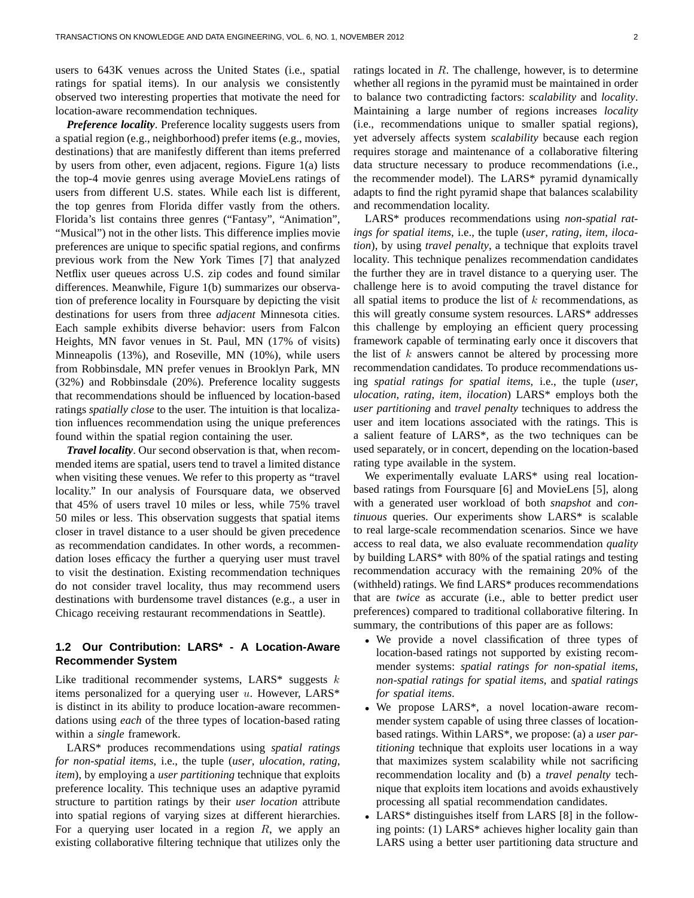users to 643K venues across the United States (i.e., spatial ratings for spatial items). In our analysis we consistently observed two interesting properties that motivate the need for location-aware recommendation techniques.

***Preference locality***. Preference locality suggests users from a spatial region (e.g., neighborhood) prefer items (e.g., movies, destinations) that are manifestly different than items preferred by users from other, even adjacent, regions. Figure 1(a) lists the top-4 movie genres using average MovieLens ratings of users from different U.S. states. While each list is different, the top genres from Florida differ vastly from the others. Florida's list contains three genres ("Fantasy", "Animation", "Musical") not in the other lists. This difference implies movie preferences are unique to specific spatial regions, and confirms previous work from the New York Times [7] that analyzed Netflix user queues across U.S. zip codes and found similar differences. Meanwhile, Figure 1(b) summarizes our observation of preference locality in Foursquare by depicting the visit destinations for users from three *adjacent* Minnesota cities. Each sample exhibits diverse behavior: users from Falcon Heights, MN favor venues in St. Paul, MN (17% of visits) Minneapolis (13%), and Roseville, MN (10%), while users from Robbinsdale, MN prefer venues in Brooklyn Park, MN (32%) and Robbinsdale (20%). Preference locality suggests that recommendations should be influenced by location-based ratings *spatially close* to the user. The intuition is that localization influences recommendation using the unique preferences found within the spatial region containing the user.

***Travel locality***. Our second observation is that, when recommended items are spatial, users tend to travel a limited distance when visiting these venues. We refer to this property as "travel locality." In our analysis of Foursquare data, we observed that 45% of users travel 10 miles or less, while 75% travel 50 miles or less. This observation suggests that spatial items closer in travel distance to a user should be given precedence as recommendation candidates. In other words, a recommendation loses efficacy the further a querying user must travel to visit the destination. Existing recommendation techniques do not consider travel locality, thus may recommend users destinations with burdensome travel distances (e.g., a user in Chicago receiving restaurant recommendations in Seattle).

### 1.2 Our Contribution: LARS* - A Location-Aware Recommender System

Like traditional recommender systems, LARS* suggests $k$ items personalized for a querying user $u$. However, LARS* is distinct in its ability to produce location-aware recommendations using *each* of the three types of location-based rating within a *single* framework.

LARS* produces recommendations using *spatial ratings for non-spatial items*, i.e., the tuple (*user*, *ulocation*, *rating*, *item*), by employing a *user partitioning* technique that exploits preference locality. This technique uses an adaptive pyramid structure to partition ratings by their *user location* attribute into spatial regions of varying sizes at different hierarchies. For a querying user located in a region $R$, we apply an existing collaborative filtering technique that utilizes only the ratings located in $R$. The challenge, however, is to determine whether all regions in the pyramid must be maintained in order to balance two contradicting factors: *scalability* and *locality*. Maintaining a large number of regions increases *locality* (i.e., recommendations unique to smaller spatial regions), yet adversely affects system *scalability* because each region requires storage and maintenance of a collaborative filtering data structure necessary to produce recommendations (i.e., the recommender model). The LARS* pyramid dynamically adapts to find the right pyramid shape that balances scalability and recommendation locality.

LARS* produces recommendations using *non-spatial ratings for spatial items*, i.e., the tuple (*user*, *rating*, *item*, *ilocation*), by using *travel penalty*, a technique that exploits travel locality. This technique penalizes recommendation candidates the further they are in travel distance to a querying user. The challenge here is to avoid computing the travel distance for all spatial items to produce the list of $k$ recommendations, as this will greatly consume system resources. LARS* addresses this challenge by employing an efficient query processing framework capable of terminating early once it discovers that the list of $k$ answers cannot be altered by processing more recommendation candidates. To produce recommendations using *spatial ratings for spatial items*, i.e., the tuple (*user*, *ulocation*, *rating*, *item*, *ilocation*) LARS* employs both the *user partitioning* and *travel penalty* techniques to address the user and item locations associated with the ratings. This is a salient feature of LARS*, as the two techniques can be used separately, or in concert, depending on the location-based rating type available in the system.

We experimentally evaluate LARS* using real location-based ratings from Foursquare [6] and MovieLens [5], along with a generated user workload of both *snapshot* and *continuous* queries. Our experiments show LARS* is scalable to real large-scale recommendation scenarios. Since we have access to real data, we also evaluate recommendation *quality* by building LARS* with 80% of the spatial ratings and testing recommendation accuracy with the remaining 20% of the (withheld) ratings. We find LARS* produces recommendations that are *twice* as accurate (i.e., able to better predict user preferences) compared to traditional collaborative filtering. In summary, the contributions of this paper are as follows:

- We provide a novel classification of three types of location-based ratings not supported by existing recommender systems: *spatial ratings for non-spatial items*, *non-spatial ratings for spatial items*, and *spatial ratings for spatial items*.
- We propose LARS*, a novel location-aware recommender system capable of using three classes of location-based ratings. Within LARS*, we propose: (a) a *user partitioning* technique that exploits user locations in a way that maximizes system scalability while not sacrificing recommendation locality and (b) a *travel penalty* technique that exploits item locations and avoids exhaustively processing all spatial recommendation candidates.
- LARS* distinguishes itself from LARS [8] in the following points: (1) LARS* achieves higher locality gain than LARS using a better user partitioning data structure and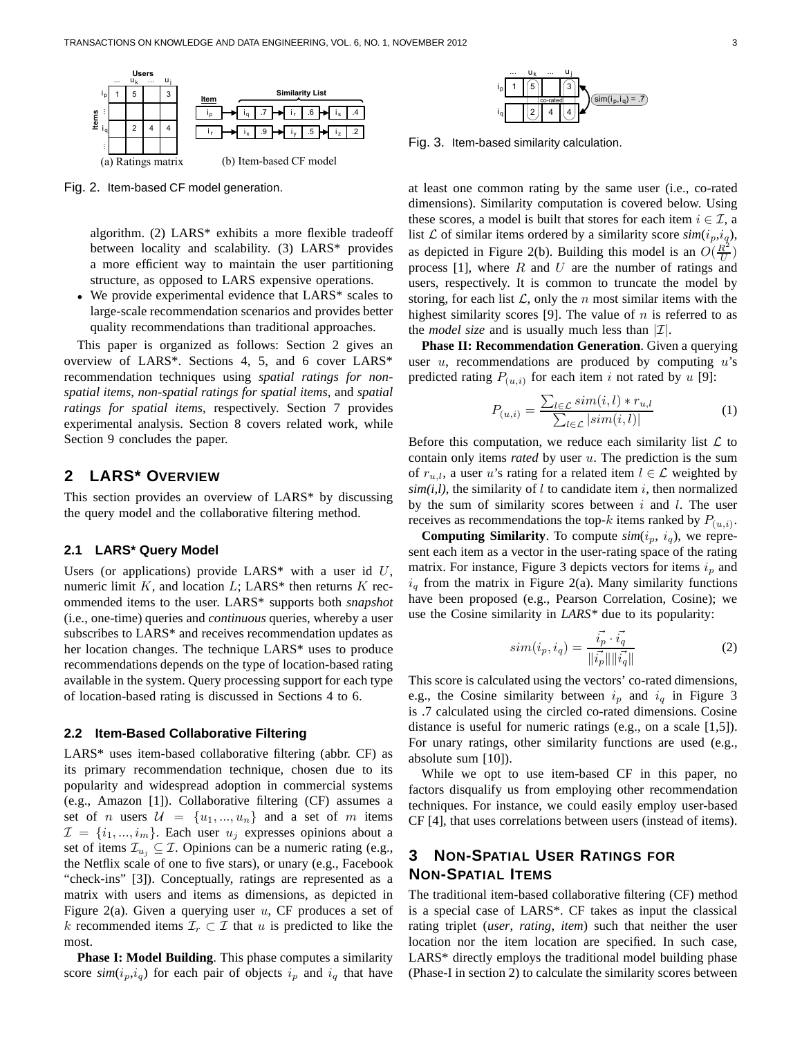Fig. 2. Item-based CF model generation.

Fig. 3. Item-based similarity calculation.

algorithm. (2) LARS* exhibits a more flexible tradeoff between locality and scalability. (3) LARS* provides a more efficient way to maintain the user partitioning structure, as opposed to LARS expensive operations.

- We provide experimental evidence that LARS* scales to large-scale recommendation scenarios and provides better quality recommendations than traditional approaches.

This paper is organized as follows: Section 2 gives an overview of LARS*. Sections 4, 5, and 6 cover LARS* recommendation techniques using *spatial ratings for non-spatial items*, *non-spatial ratings for spatial items*, and *spatial ratings for spatial items*, respectively. Section 7 provides experimental analysis. Section 8 covers related work, while Section 9 concludes the paper.

## 2 LARS* Overview

This section provides an overview of LARS* by discussing the query model and the collaborative filtering method.

### 2.1 LARS* Query Model

Users (or applications) provide LARS* with a user id $U$, numeric limit $K$, and location $L$; LARS* then returns $K$ recommended items to the user. LARS* supports both *snapshot* (i.e., one-time) queries and *continuous* queries, whereby a user subscribes to LARS* and receives recommendation updates as her location changes. The technique LARS* uses to produce recommendations depends on the type of location-based rating available in the system. Query processing support for each type of location-based rating is discussed in Sections 4 to 6.

### 2.2 Item-Based Collaborative Filtering

LARS* uses item-based collaborative filtering (abbr. CF) as its primary recommendation technique, chosen due to its popularity and widespread adoption in commercial systems (e.g., Amazon [1]). Collaborative filtering (CF) assumes a set of $n$ users $\mathcal{U} = \{u_1, ..., u_n\}$ and a set of $m$ items $\mathcal{I} = \{i_1, ..., i_m\}$. Each user $u_j$ expresses opinions about a set of items $\mathcal{I}_{u_j} \subseteq \mathcal{I}$. Opinions can be a numeric rating (e.g., the Netflix scale of one to five stars), or unary (e.g., Facebook "check-ins" [3]). Conceptually, ratings are represented as a matrix with users and items as dimensions, as depicted in Figure 2(a). Given a querying user $u$, CF produces a set of $k$ recommended items $\mathcal{I}_r \subset \mathcal{I}$ that $u$ is predicted to like the most.

**Phase I: Model Building**. This phase computes a similarity score *sim*($i_p$,$i_q$) for each pair of objects $i_p$ and $i_q$ that have at least one common rating by the same user (i.e., co-rated dimensions). Similarity computation is covered below. Using these scores, a model is built that stores for each item $i \in \mathcal{I}$, a list $\mathcal{L}$ of similar items ordered by a similarity score *sim*($i_p$,$i_q$), as depicted in Figure 2(b). Building this model is an $O(\frac{R^2}{U})$ process [1], where $R$ and $U$ are the number of ratings and users, respectively. It is common to truncate the model by storing, for each list $\mathcal{L}$, only the $n$ most similar items with the highest similarity scores [9]. The value of $n$ is referred to as the *model size* and is usually much less than $|\mathcal{I}|$.

**Phase II: Recommendation Generation**. Given a querying user $u$, recommendations are produced by computing $u$'s predicted rating $P_{(u,i)}$ for each item $i$ not rated by $u$ [9]:

$$P_{(u,i)} = \frac{\sum_{l \in \mathcal{L}} sim(i,l) * r_{u,l}}{\sum_{l \in \mathcal{L}} |sim(i,l)|} \tag{1}$$

Before this computation, we reduce each similarity list $\mathcal{L}$ to contain only items *rated* by user $u$. The prediction is the sum of $r_{u,l}$, a user $u$'s rating for a related item $l \in \mathcal{L}$ weighted by *sim(i,l)*, the similarity of $l$ to candidate item $i$, then normalized by the sum of similarity scores between $i$ and $l$. The user receives as recommendations the top-$k$ items ranked by $P_{(u,i)}$.

**Computing Similarity**. To compute *sim*($i_p$, $i_q$), we represent each item as a vector in the user-rating space of the rating matrix. For instance, Figure 3 depicts vectors for items $i_p$ and $i_q$ from the matrix in Figure 2(a). Many similarity functions have been proposed (e.g., Pearson Correlation, Cosine); we use the Cosine similarity in *LARS** due to its popularity:

$$sim(i_p, i_q) = \frac{\vec{i_p} \cdot \vec{i_q}}{\|\vec{i_p}\| \|\vec{i_q}\|} \tag{2}$$

This score is calculated using the vectors' co-rated dimensions, e.g., the Cosine similarity between $i_p$ and $i_q$ in Figure 3 is .7 calculated using the circled co-rated dimensions. Cosine distance is useful for numeric ratings (e.g., on a scale [1,5]). For unary ratings, other similarity functions are used (e.g., absolute sum [10]).

While we opt to use item-based CF in this paper, no factors disqualify us from employing other recommendation techniques. For instance, we could easily employ user-based CF [4], that uses correlations between users (instead of items).

## 3 Non-Spatial User Ratings for Non-Spatial Items

The traditional item-based collaborative filtering (CF) method is a special case of LARS*. CF takes as input the classical rating triplet (*user*, *rating*, *item*) such that neither the user location nor the item location are specified. In such case, LARS* directly employs the traditional model building phase (Phase-I in section 2) to calculate the similarity scores between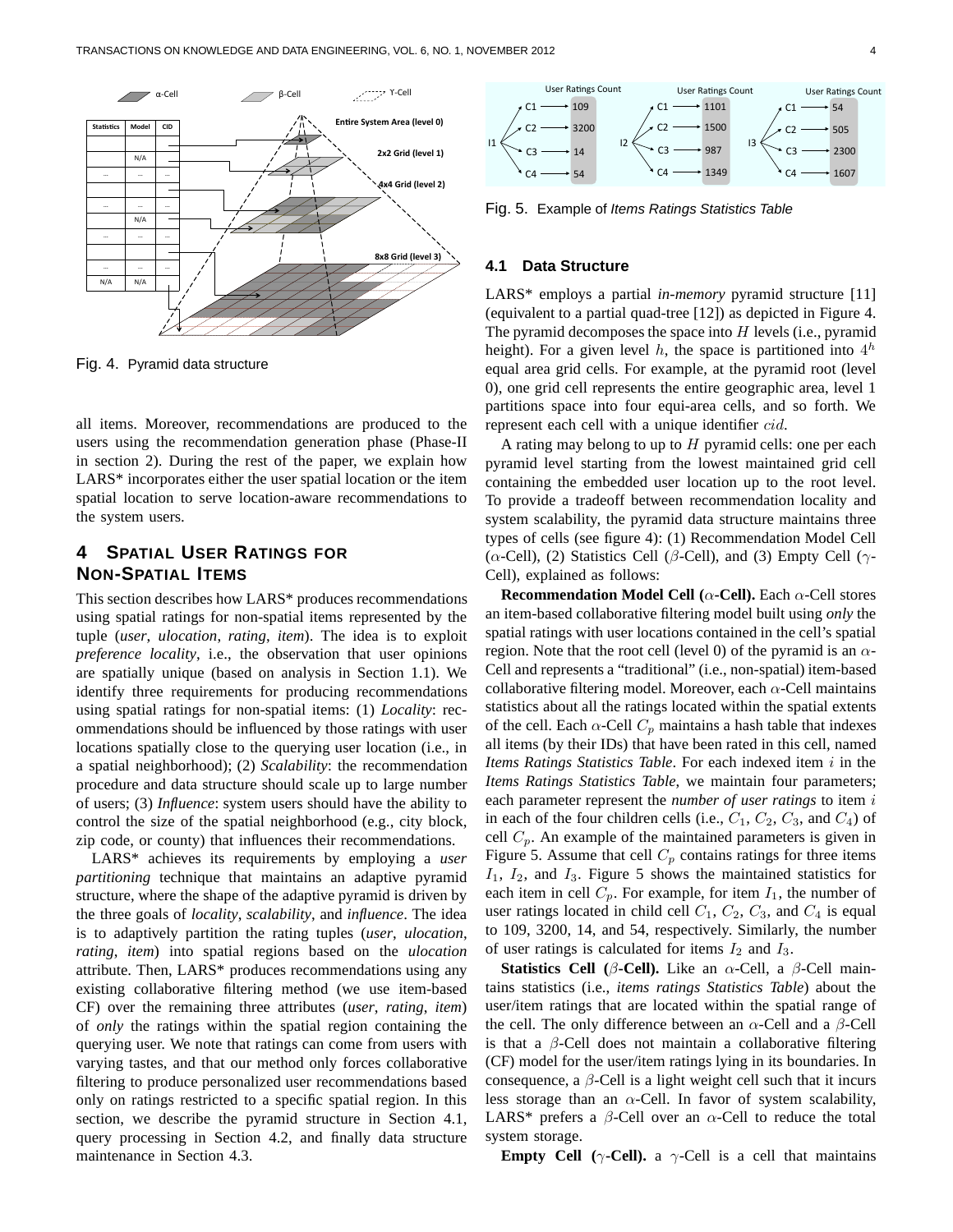α-Cell β-Cell Υ-Cell

Statistics Model CID

N/A

N/A

N/A N/A

Entire System Area (level 0)

2x2 Grid (level 1)

4x4 Grid (level 2)

8x8 Grid (level 3)

Fig. 4. Pyramid data structure

User Ratings Count

I1: C1 → 109, C2 → 3200, C3 → 14, C4 → 54

I2: C1 → 1101, C2 → 1500, C3 → 987, C4 → 1349

I3: C1 → 54, C2 → 505, C3 → 2300, C4 → 1607

Fig. 5. Example of *Items Ratings Statistics Table*

all items. Moreover, recommendations are produced to the users using the recommendation generation phase (Phase-II in section 2). During the rest of the paper, we explain how LARS* incorporates either the user spatial location or the item spatial location to serve location-aware recommendations to the system users.

## 4 Spatial User Ratings for Non-Spatial Items

This section describes how LARS* produces recommendations using spatial ratings for non-spatial items represented by the tuple (*user*, *ulocation*, *rating*, *item*). The idea is to exploit *preference locality*, i.e., the observation that user opinions are spatially unique (based on analysis in Section 1.1). We identify three requirements for producing recommendations using spatial ratings for non-spatial items: (1) *Locality*: recommendations should be influenced by those ratings with user locations spatially close to the querying user location (i.e., in a spatial neighborhood); (2) *Scalability*: the recommendation procedure and data structure should scale up to large number of users; (3) *Influence*: system users should have the ability to control the size of the spatial neighborhood (e.g., city block, zip code, or county) that influences their recommendations.

LARS* achieves its requirements by employing a *user partitioning* technique that maintains an adaptive pyramid structure, where the shape of the adaptive pyramid is driven by the three goals of *locality*, *scalability*, and *influence*. The idea is to adaptively partition the rating tuples (*user*, *ulocation*, *rating*, *item*) into spatial regions based on the *ulocation* attribute. Then, LARS* produces recommendations using any existing collaborative filtering method (we use item-based CF) over the remaining three attributes (*user*, *rating*, *item*) of *only* the ratings within the spatial region containing the querying user. We note that ratings can come from users with varying tastes, and that our method only forces collaborative filtering to produce personalized user recommendations based only on ratings restricted to a specific spatial region. In this section, we describe the pyramid structure in Section 4.1, query processing in Section 4.2, and finally data structure maintenance in Section 4.3.

### 4.1 Data Structure

LARS* employs a partial *in-memory* pyramid structure [11] (equivalent to a partial quad-tree [12]) as depicted in Figure 4. The pyramid decomposes the space into $H$ levels (i.e., pyramid height). For a given level $h$, the space is partitioned into $4^h$ equal area grid cells. For example, at the pyramid root (level 0), one grid cell represents the entire geographic area, level 1 partitions space into four equi-area cells, and so forth. We represent each cell with a unique identifier $cid$.

A rating may belong to up to $H$ pyramid cells: one per each pyramid level starting from the lowest maintained grid cell containing the embedded user location up to the root level. To provide a tradeoff between recommendation locality and system scalability, the pyramid data structure maintains three types of cells (see figure 4): (1) Recommendation Model Cell ($\alpha$-Cell), (2) Statistics Cell ($\beta$-Cell), and (3) Empty Cell ($\gamma$-Cell), explained as follows:

**Recommendation Model Cell ($\alpha$-Cell).** Each $\alpha$-Cell stores an item-based collaborative filtering model built using *only* the spatial ratings with user locations contained in the cell's spatial region. Note that the root cell (level 0) of the pyramid is an $\alpha$-Cell and represents a "traditional" (i.e., non-spatial) item-based collaborative filtering model. Moreover, each $\alpha$-Cell maintains statistics about all the ratings located within the spatial extents of the cell. Each $\alpha$-Cell $C_p$ maintains a hash table that indexes all items (by their IDs) that have been rated in this cell, named *Items Ratings Statistics Table*. For each indexed item $i$ in the *Items Ratings Statistics Table*, we maintain four parameters; each parameter represent the *number of user ratings* to item $i$ in each of the four children cells (i.e., $C_1$, $C_2$, $C_3$, and $C_4$) of cell $C_p$. An example of the maintained parameters is given in Figure 5. Assume that cell $C_p$ contains ratings for three items $I_1$, $I_2$, and $I_3$. Figure 5 shows the maintained statistics for each item in cell $C_p$. For example, for item $I_1$, the number of user ratings located in child cell $C_1$, $C_2$, $C_3$, and $C_4$ is equal to 109, 3200, 14, and 54, respectively. Similarly, the number of user ratings is calculated for items $I_2$ and $I_3$.

**Statistics Cell ($\beta$-Cell).** Like an $\alpha$-Cell, a $\beta$-Cell maintains statistics (i.e., *items ratings Statistics Table*) about the user/item ratings that are located within the spatial range of the cell. The only difference between an $\alpha$-Cell and a $\beta$-Cell is that a $\beta$-Cell does not maintain a collaborative filtering (CF) model for the user/item ratings lying in its boundaries. In consequence, a $\beta$-Cell is a light weight cell such that it incurs less storage than an $\alpha$-Cell. In favor of system scalability, LARS* prefers a $\beta$-Cell over an $\alpha$-Cell to reduce the total system storage.

**Empty Cell ($\gamma$-Cell).** a $\gamma$-Cell is a cell that maintains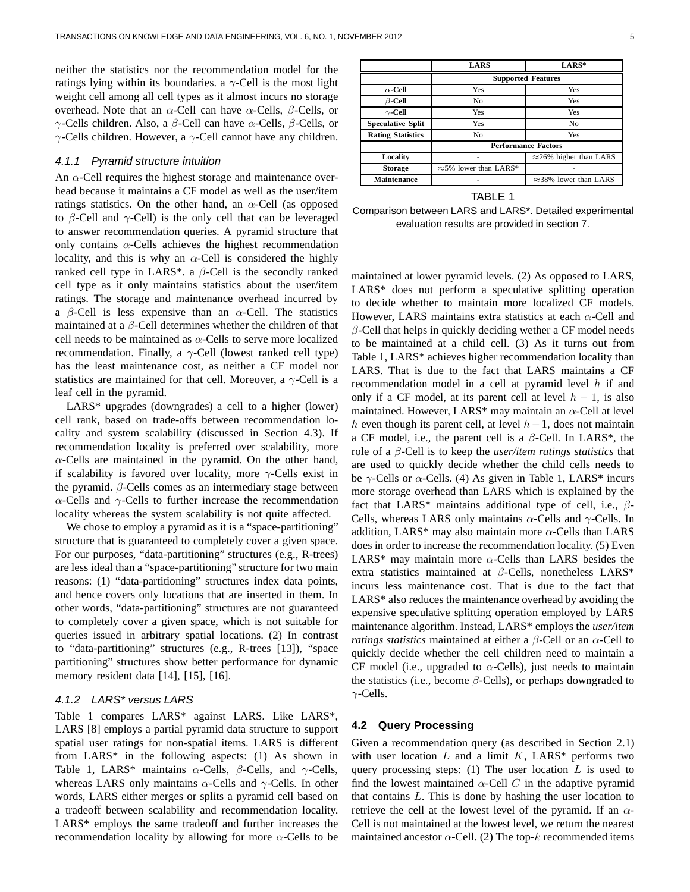neither the statistics nor the recommendation model for the ratings lying within its boundaries. a $\gamma$-Cell is the most light weight cell among all cell types as it almost incurs no storage overhead. Note that an $\alpha$-Cell can have $\alpha$-Cells, $\beta$-Cells, or $\gamma$-Cells children. Also, a $\beta$-Cell can have $\alpha$-Cells, $\beta$-Cells, or $\gamma$-Cells children. However, a $\gamma$-Cell cannot have any children.

#### 4.1.1 Pyramid structure intuition

An $\alpha$-Cell requires the highest storage and maintenance overhead because it maintains a CF model as well as the user/item ratings statistics. On the other hand, an $\alpha$-Cell (as opposed to $\beta$-Cell and $\gamma$-Cell) is the only cell that can be leveraged to answer recommendation queries. A pyramid structure that only contains $\alpha$-Cells achieves the highest recommendation locality, and this is why an $\alpha$-Cell is considered the highly ranked cell type in LARS*. a $\beta$-Cell is the secondly ranked cell type as it only maintains statistics about the user/item ratings. The storage and maintenance overhead incurred by a $\beta$-Cell is less expensive than an $\alpha$-Cell. The statistics maintained at a $\beta$-Cell determines whether the children of that cell needs to be maintained as $\alpha$-Cells to serve more localized recommendation. Finally, a $\gamma$-Cell (lowest ranked cell type) has the least maintenance cost, as neither a CF model nor statistics are maintained for that cell. Moreover, a $\gamma$-Cell is a leaf cell in the pyramid.

LARS* upgrades (downgrades) a cell to a higher (lower) cell rank, based on trade-offs between recommendation locality and system scalability (discussed in Section 4.3). If recommendation locality is preferred over scalability, more $\alpha$-Cells are maintained in the pyramid. On the other hand, if scalability is favored over locality, more $\gamma$-Cells exist in the pyramid. $\beta$-Cells comes as an intermediary stage between $\alpha$-Cells and $\gamma$-Cells to further increase the recommendation locality whereas the system scalability is not quite affected.

We chose to employ a pyramid as it is a "space-partitioning" structure that is guaranteed to completely cover a given space. For our purposes, "data-partitioning" structures (e.g., R-trees) are less ideal than a "space-partitioning" structure for two main reasons: (1) "data-partitioning" structures index data points, and hence covers only locations that are inserted in them. In other words, "data-partitioning" structures are not guaranteed to completely cover a given space, which is not suitable for queries issued in arbitrary spatial locations. (2) In contrast to "data-partitioning" structures (e.g., R-trees [13]), "space partitioning" structures show better performance for dynamic memory resident data [14], [15], [16].

#### 4.1.2 LARS* versus LARS

Table 1 compares LARS* against LARS. Like LARS*, LARS [8] employs a partial pyramid data structure to support spatial user ratings for non-spatial items. LARS is different from LARS* in the following aspects: (1) As shown in Table 1, LARS* maintains $\alpha$-Cells, $\beta$-Cells, and $\gamma$-Cells, whereas LARS only maintains $\alpha$-Cells and $\gamma$-Cells. In other words, LARS either merges or splits a pyramid cell based on a tradeoff between scalability and recommendation locality. LARS* employs the same tradeoff and further increases the recommendation locality by allowing for more $\alpha$-Cells to be maintained at lower pyramid levels. (2) As opposed to LARS, LARS* does not perform a speculative splitting operation to decide whether to maintain more localized CF models. However, LARS maintains extra statistics at each $\alpha$-Cell and $\beta$-Cell that helps in quickly deciding wether a CF model needs to be maintained at a child cell. (3) As it turns out from Table 1, LARS* achieves higher recommendation locality than LARS. That is due to the fact that LARS maintains a CF recommendation model in a cell at pyramid level $h$ if and only if a CF model, at its parent cell at level $h-1$, is also maintained. However, LARS* may maintain an $\alpha$-Cell at level $h$ even though its parent cell, at level $h-1$, does not maintain a CF model, i.e., the parent cell is a $\beta$-Cell. In LARS*, the role of a $\beta$-Cell is to keep the *user/item ratings statistics* that are used to quickly decide whether the child cells needs to be $\gamma$-Cells or $\alpha$-Cells. (4) As given in Table 1, LARS* incurs more storage overhead than LARS which is explained by the fact that LARS* maintains additional type of cell, i.e., $\beta$-Cells, whereas LARS only maintains $\alpha$-Cells and $\gamma$-Cells. In addition, LARS* may also maintain more $\alpha$-Cells than LARS does in order to increase the recommendation locality. (5) Even LARS* may maintain more $\alpha$-Cells than LARS besides the extra statistics maintained at $\beta$-Cells, nonetheless LARS* incurs less maintenance cost. That is due to the fact that LARS* also reduces the maintenance overhead by avoiding the expensive speculative splitting operation employed by LARS maintenance algorithm. Instead, LARS* employs the *user/item ratings statistics* maintained at either a $\beta$-Cell or an $\alpha$-Cell to quickly decide whether the cell children need to maintain a CF model (i.e., upgraded to $\alpha$-Cells), just needs to maintain the statistics (i.e., become $\beta$-Cells), or perhaps downgraded to $\gamma$-Cells.

| | LARS | LARS* |
|---|---|---|
| | **Supported Features** | |
| **$\alpha$-Cell** | Yes | Yes |
| **$\beta$-Cell** | No | Yes |
| **$\gamma$-Cell** | Yes | Yes |
| **Speculative Split** | Yes | No |
| **Rating Statistics** | No | Yes |
| | **Performance Factors** | |
| **Locality** | - | $\approx$26% higher than LARS |
| **Storage** | $\approx$5% lower than LARS* | - |
| **Maintenance** | - | $\approx$38% lower than LARS |

TABLE 1
Comparison between LARS and LARS*. Detailed experimental evaluation results are provided in section 7.

### 4.2 Query Processing

Given a recommendation query (as described in Section 2.1) with user location $L$ and a limit $K$, LARS* performs two query processing steps: (1) The user location $L$ is used to find the lowest maintained $\alpha$-Cell $C$ in the adaptive pyramid that contains $L$. This is done by hashing the user location to retrieve the cell at the lowest level of the pyramid. If an $\alpha$-Cell is not maintained at the lowest level, we return the nearest maintained ancestor $\alpha$-Cell. (2) The top-$k$ recommended items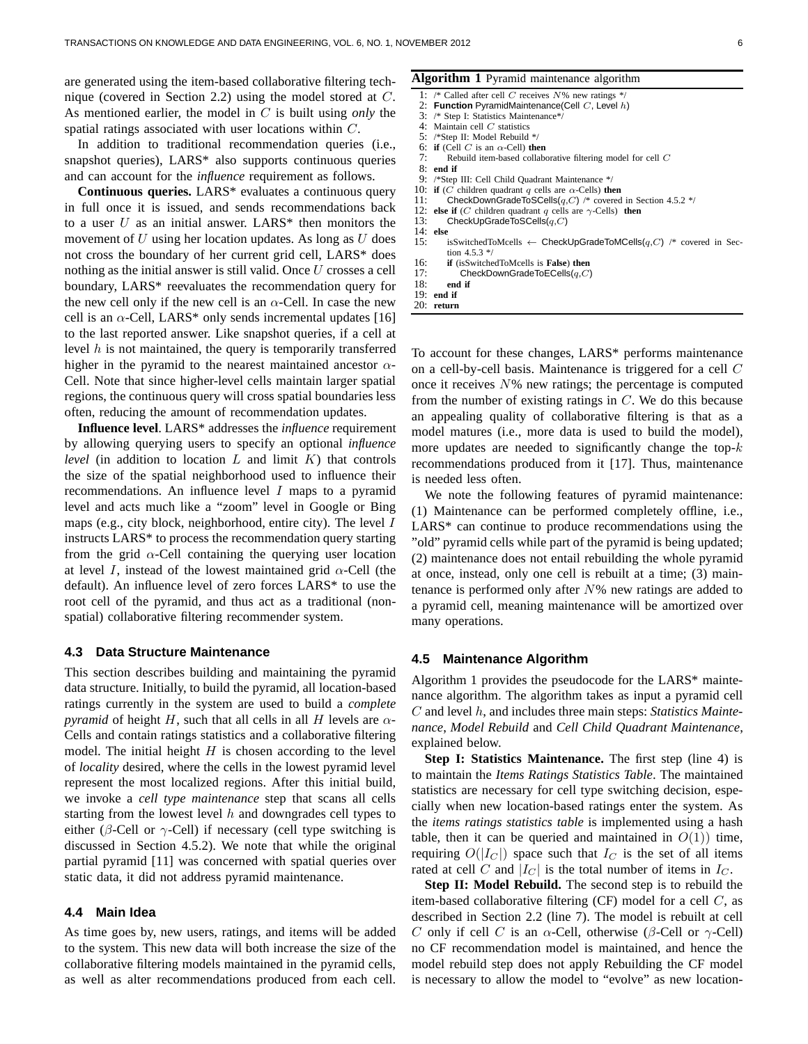are generated using the item-based collaborative filtering technique (covered in Section 2.2) using the model stored at $C$. As mentioned earlier, the model in $C$ is built using *only* the spatial ratings associated with user locations within $C$.

In addition to traditional recommendation queries (i.e., snapshot queries), LARS* also supports continuous queries and can account for the *influence* requirement as follows.

**Continuous queries.** LARS* evaluates a continuous query in full once it is issued, and sends recommendations back to a user $U$ as an initial answer. LARS* then monitors the movement of $U$ using her location updates. As long as $U$ does not cross the boundary of her current grid cell, LARS* does nothing as the initial answer is still valid. Once $U$ crosses a cell boundary, LARS* reevaluates the recommendation query for the new cell only if the new cell is an $\alpha$-Cell. In case the new cell is an $\alpha$-Cell, LARS* only sends incremental updates [16] to the last reported answer. Like snapshot queries, if a cell at level $h$ is not maintained, the query is temporarily transferred higher in the pyramid to the nearest maintained ancestor $\alpha$-Cell. Note that since higher-level cells maintain larger spatial regions, the continuous query will cross spatial boundaries less often, reducing the amount of recommendation updates.

**Influence level**. LARS* addresses the *influence* requirement by allowing querying users to specify an optional *influence level* (in addition to location $L$ and limit $K$) that controls the size of the spatial neighborhood used to influence their recommendations. An influence level $I$ maps to a pyramid level and acts much like a "zoom" level in Google or Bing maps (e.g., city block, neighborhood, entire city). The level $I$ instructs LARS* to process the recommendation query starting from the grid $\alpha$-Cell containing the querying user location at level $I$, instead of the lowest maintained grid $\alpha$-Cell (the default). An influence level of zero forces LARS* to use the root cell of the pyramid, and thus act as a traditional (non-spatial) collaborative filtering recommender system.

### 4.3 Data Structure Maintenance

This section describes building and maintaining the pyramid data structure. Initially, to build the pyramid, all location-based ratings currently in the system are used to build a *complete pyramid* of height $H$, such that all cells in all $H$ levels are $\alpha$-Cells and contain ratings statistics and a collaborative filtering model. The initial height $H$ is chosen according to the level of *locality* desired, where the cells in the lowest pyramid level represent the most localized regions. After this initial build, we invoke a *cell type maintenance* step that scans all cells starting from the lowest level $h$ and downgrades cell types to either ($\beta$-Cell or $\gamma$-Cell) if necessary (cell type switching is discussed in Section 4.5.2). We note that while the original partial pyramid [11] was concerned with spatial queries over static data, it did not address pyramid maintenance.

### 4.4 Main Idea

As time goes by, new users, ratings, and items will be added to the system. This new data will both increase the size of the collaborative filtering models maintained in the pyramid cells, as well as alter recommendations produced from each cell. To account for these changes, LARS* performs maintenance on a cell-by-cell basis. Maintenance is triggered for a cell $C$ once it receives $N$% new ratings; the percentage is computed from the number of existing ratings in $C$. We do this because an appealing quality of collaborative filtering is that as a model matures (i.e., more data is used to build the model), more updates are needed to significantly change the top-$k$ recommendations produced from it [17]. Thus, maintenance is needed less often.

**Algorithm 1** Pyramid maintenance algorithm

```
1:  /* Called after cell C receives N% new ratings */
2:  Function PyramidMaintenance(Cell C, Level h)
3:  /* Step I: Statistics Maintenance*/
4:  Maintain cell C statistics
5:  /*Step II: Model Rebuild */
6:  if (Cell C is an α-Cell) then
7:      Rebuild item-based collaborative filtering model for cell C
8:  end if
9:  /*Step III: Cell Child Quadrant Maintenance */
10: if (C children quadrant q cells are α-Cells) then
11:     CheckDownGradeToSCells(q,C) /* covered in Section 4.5.2 */
12: else if (C children quadrant q cells are γ-Cells) then
13:     CheckUpGradeToSCells(q,C)
14: else
15:     isSwitchedToMcells ← CheckUpGradeToMCells(q,C) /* covered in Section 4.5.3 */
16:     if (isSwitchedToMcells is False) then
17:         CheckDownGradeToECells(q,C)
18:     end if
19: end if
20: return
```

We note the following features of pyramid maintenance: (1) Maintenance can be performed completely offline, i.e., LARS* can continue to produce recommendations using the "old" pyramid cells while part of the pyramid is being updated; (2) maintenance does not entail rebuilding the whole pyramid at once, instead, only one cell is rebuilt at a time; (3) maintenance is performed only after $N$% new ratings are added to a pyramid cell, meaning maintenance will be amortized over many operations.

### 4.5 Maintenance Algorithm

Algorithm 1 provides the pseudocode for the LARS* maintenance algorithm. The algorithm takes as input a pyramid cell $C$ and level $h$, and includes three main steps: *Statistics Maintenance*, *Model Rebuild* and *Cell Child Quadrant Maintenance*, explained below.

**Step I: Statistics Maintenance.** The first step (line 4) is to maintain the *Items Ratings Statistics Table*. The maintained statistics are necessary for cell type switching decision, especially when new location-based ratings enter the system. As the *items ratings statistics table* is implemented using a hash table, then it can be queried and maintained in $O(1)$) time, requiring $O(|I_C|)$ space such that $I_C$ is the set of all items rated at cell $C$ and $|I_C|$ is the total number of items in $I_C$.

**Step II: Model Rebuild.** The second step is to rebuild the item-based collaborative filtering (CF) model for a cell $C$, as described in Section 2.2 (line 7). The model is rebuilt at cell $C$ only if cell $C$ is an $\alpha$-Cell, otherwise ($\beta$-Cell or $\gamma$-Cell) no CF recommendation model is maintained, and hence the model rebuild step does not apply Rebuilding the CF model is necessary to allow the model to "evolve" as new location-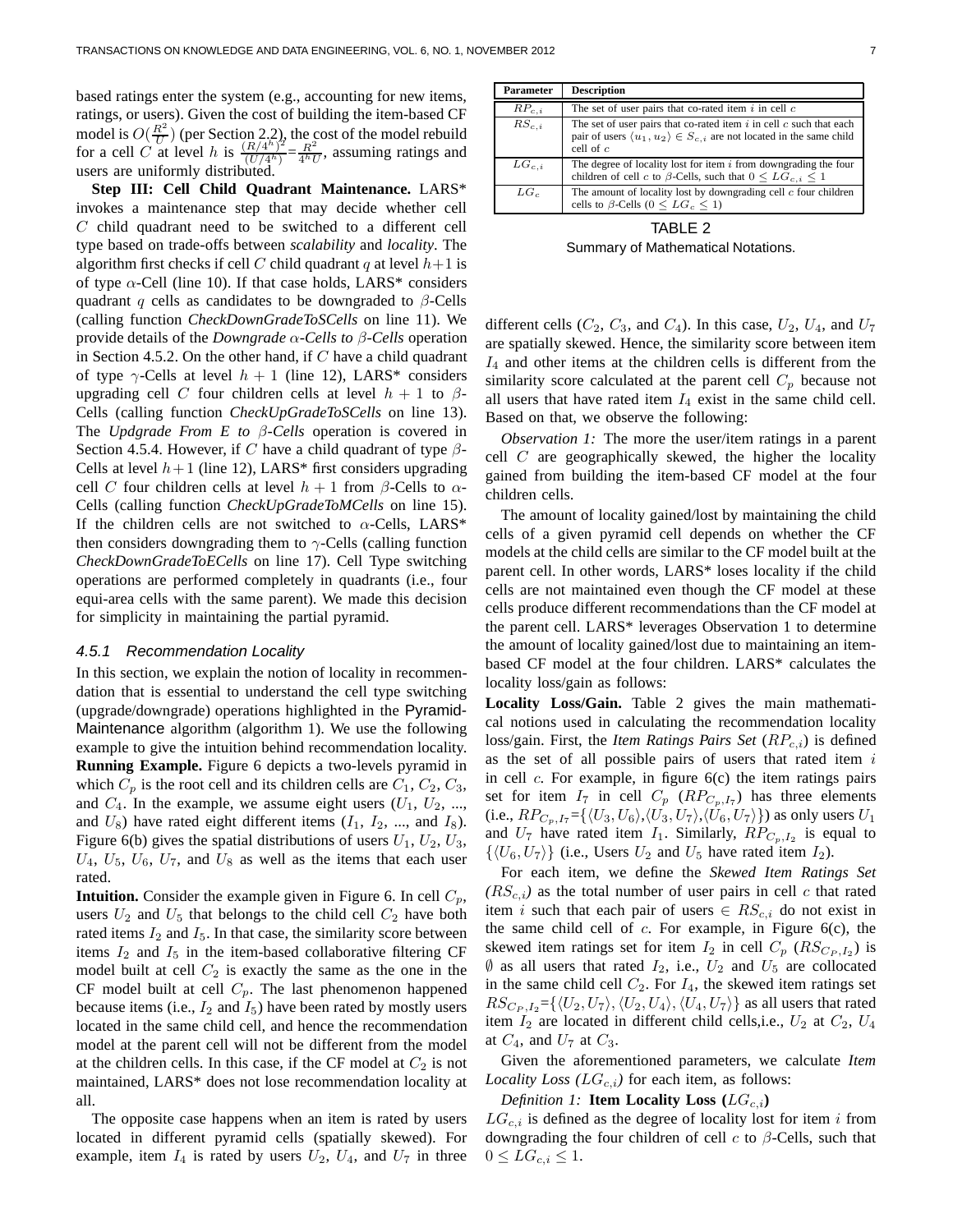based ratings enter the system (e.g., accounting for new items, ratings, or users). Given the cost of building the item-based CF model is $O(\frac{R^2}{U})$ (per Section 2.2), the cost of the model rebuild for a cell $C$ at level $h$ is $\frac{(R/4^h)^2}{(U/4^h)}=\frac{R^2}{4^h U}$, assuming ratings and users are uniformly distributed.

**Step III: Cell Child Quadrant Maintenance.** LARS* invokes a maintenance step that may decide whether cell $C$ child quadrant need to be switched to a different cell type based on trade-offs between *scalability* and *locality*. The algorithm first checks if cell $C$ child quadrant $q$ at level $h+1$ is of type $\alpha$-Cell (line 10). If that case holds, LARS* considers quadrant $q$ cells as candidates to be downgraded to $\beta$-Cells (calling function *CheckDownGradeToSCells* on line 11). We provide details of the *Downgrade $\alpha$-Cells to $\beta$-Cells* operation in Section 4.5.2. On the other hand, if $C$ have a child quadrant of type $\gamma$-Cells at level $h+1$ (line 12), LARS* considers upgrading cell $C$ four children cells at level $h+1$ to $\beta$-Cells (calling function *CheckUpGradeToSCells* on line 13). The *Updgrade From E to $\beta$-Cells* operation is covered in Section 4.5.4. However, if $C$ have a child quadrant of type $\beta$-Cells at level $h+1$ (line 12), LARS* first considers upgrading cell $C$ four children cells at level $h+1$ from $\beta$-Cells to $\alpha$-Cells (calling function *CheckUpGradeToMCells* on line 15). If the children cells are not switched to $\alpha$-Cells, LARS* then considers downgrading them to $\gamma$-Cells (calling function *CheckDownGradeToECells* on line 17). Cell Type switching operations are performed completely in quadrants (i.e., four equi-area cells with the same parent). We made this decision for simplicity in maintaining the partial pyramid.

### 4.5.1 Recommendation Locality

In this section, we explain the notion of locality in recommendation that is essential to understand the cell type switching (upgrade/downgrade) operations highlighted in the Pyramid-Maintenance algorithm (algorithm 1). We use the following example to give the intuition behind recommendation locality.

**Running Example.** Figure 6 depicts a two-levels pyramid in which $C_p$ is the root cell and its children cells are $C_1$, $C_2$, $C_3$, and $C_4$. In the example, we assume eight users ($U_1$, $U_2$, ..., and $U_8$) have rated eight different items ($I_1$, $I_2$, ..., and $I_8$). Figure 6(b) gives the spatial distributions of users $U_1$, $U_2$, $U_3$, $U_4$, $U_5$, $U_6$, $U_7$, and $U_8$ as well as the items that each user rated.

**Intuition.** Consider the example given in Figure 6. In cell $C_p$, users $U_2$ and $U_5$ that belongs to the child cell $C_2$ have both rated items $I_2$ and $I_5$. In that case, the similarity score between items $I_2$ and $I_5$ in the item-based collaborative filtering CF model built at cell $C_2$ is exactly the same as the one in the CF model built at cell $C_p$. The last phenomenon happened because items (i.e., $I_2$ and $I_5$) have been rated by mostly users located in the same child cell, and hence the recommendation model at the parent cell will not be different from the model at the children cells. In this case, if the CF model at $C_2$ is not maintained, LARS* does not lose recommendation locality at all.

The opposite case happens when an item is rated by users located in different pyramid cells (spatially skewed). For example, item $I_4$ is rated by users $U_2$, $U_4$, and $U_7$ in three different cells ($C_2$, $C_3$, and $C_4$). In this case, $U_2$, $U_4$, and $U_7$ are spatially skewed. Hence, the similarity score between item $I_4$ and other items at the children cells is different from the similarity score calculated at the parent cell $C_p$ because not all users that have rated item $I_4$ exist in the same child cell. Based on that, we observe the following:

| Parameter | Description |
|---|---|
| $RP_{c,i}$ | The set of user pairs that co-rated item $i$ in cell $c$ |
| $RS_{c,i}$ | The set of user pairs that co-rated item $i$ in cell $c$ such that each pair of users $\langle u_1, u_2 \rangle \in S_{c,i}$ are not located in the same child cell of $c$ |
| $LG_{c,i}$ | The degree of locality lost for item $i$ from downgrading the four children of cell $c$ to $\beta$-Cells, such that $0 \leq LG_{c,i} \leq 1$ |
| $LG_c$ | The amount of locality lost by downgrading cell $c$ four children cells to $\beta$-Cells ($0 \leq LG_c \leq 1$) |

TABLE 2
Summary of Mathematical Notations.

*Observation 1:* The more the user/item ratings in a parent cell $C$ are geographically skewed, the higher the locality gained from building the item-based CF model at the four children cells.

The amount of locality gained/lost by maintaining the child cells of a given pyramid cell depends on whether the CF models at the child cells are similar to the CF model built at the parent cell. In other words, LARS* loses locality if the child cells are not maintained even though the CF model at these cells produce different recommendations than the CF model at the parent cell. LARS* leverages Observation 1 to determine the amount of locality gained/lost due to maintaining an item-based CF model at the four children. LARS* calculates the locality loss/gain as follows:

**Locality Loss/Gain.** Table 2 gives the main mathematical notions used in calculating the recommendation locality loss/gain. First, the *Item Ratings Pairs Set* ($RP_{c,i}$) is defined as the set of all possible pairs of users that rated item $i$ in cell $c$. For example, in figure 6(c) the item ratings pairs set for item $I_7$ in cell $C_p$ ($RP_{C_p,I_7}$) has three elements (i.e., $RP_{C_p,I_7}$=$\{\langle U_3, U_6\rangle, \langle U_3, U_7\rangle, \langle U_6, U_7\rangle\}$) as only users $U_1$ and $U_7$ have rated item $I_1$. Similarly, $RP_{C_p,I_2}$ is equal to $\{\langle U_6, U_7\rangle\}$ (i.e., Users $U_2$ and $U_5$ have rated item $I_2$).

For each item, we define the *Skewed Item Ratings Set ($RS_{c,i}$)* as the total number of user pairs in cell $c$ that rated item $i$ such that each pair of users $\in RS_{c,i}$ do not exist in the same child cell of $c$. For example, in Figure 6(c), the skewed item ratings set for item $I_2$ in cell $C_p$ ($RS_{C_P,I_2}$) is $\emptyset$ as all users that rated $I_2$, i.e., $U_2$ and $U_5$ are collocated in the same child cell $C_2$. For $I_4$, the skewed item ratings set $RS_{C_P,I_2}$=$\{\langle U_2, U_7\rangle, \langle U_2, U_4\rangle, \langle U_4, U_7\rangle\}$ as all users that rated item $I_2$ are located in different child cells,i.e., $U_2$ at $C_2$, $U_4$ at $C_4$, and $U_7$ at $C_3$.

Given the aforementioned parameters, we calculate *Item Locality Loss ($LG_{c,i}$)* for each item, as follows:

*Definition 1:* **Item Locality Loss ($LG_{c,i}$)**

$LG_{c,i}$ is defined as the degree of locality lost for item $i$ from downgrading the four children of cell $c$ to $\beta$-Cells, such that $0 \leq LG_{c,i} \leq 1$.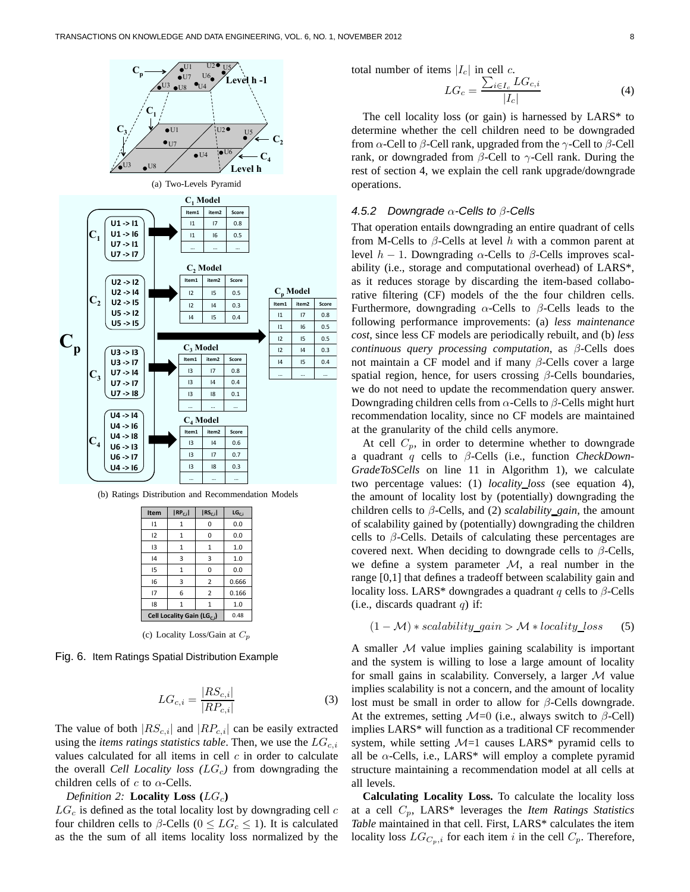(a) Two-Levels Pyramid

(b) Ratings Distribution and Recommendation Models

| Item | $\|RP_{c,i}\|$ | $\|RS_{c,i}\|$ | $LG_{c,i}$ |
|---|---|---|---|
| I1 | 1 | 0 | 0.0 |
| I2 | 1 | 0 | 0.0 |
| I3 | 1 | 1 | 1.0 |
| I4 | 3 | 3 | 1.0 |
| I5 | 1 | 0 | 0.0 |
| I6 | 3 | 2 | 0.666 |
| I7 | 6 | 2 | 0.166 |
| I8 | 1 | 1 | 1.0 |
| Cell Locality Gain ($LG_{c,i}$) | | | 0.48 |

(c) Locality Loss/Gain at $C_p$

Fig. 6. Item Ratings Spatial Distribution Example

$$LG_{c,i} = \frac{|RS_{c,i}|}{|RP_{c,i}|} \tag{3}$$

The value of both $|RS_{c,i}|$ and $|RP_{c,i}|$ can be easily extracted using the *items ratings statistics table*. Then, we use the $LG_{c,i}$ values calculated for all items in cell $c$ in order to calculate the overall *Cell Locality loss ($LG_c$)* from downgrading the children cells of $c$ to $\alpha$-Cells.

*Definition 2:* **Locality Loss ($LG_c$)**
$LG_c$ is defined as the total locality lost by downgrading cell $c$ four children cells to $\beta$-Cells ($0 \leq LG_c \leq 1$). It is calculated as the the sum of all items locality loss normalized by the total number of items $|I_c|$ in cell $c$.

$$LG_c = \frac{\sum_{i \in I_c} LG_{c,i}}{|I_c|} \tag{4}$$

The cell locality loss (or gain) is harnessed by LARS* to determine whether the cell children need to be downgraded from $\alpha$-Cell to $\beta$-Cell rank, upgraded from the $\gamma$-Cell to $\beta$-Cell rank, or downgraded from $\beta$-Cell to $\gamma$-Cell rank. During the rest of section 4, we explain the cell rank upgrade/downgrade operations.

### 4.5.2 Downgrade $\alpha$-Cells to $\beta$-Cells

That operation entails downgrading an entire quadrant of cells from M-Cells to $\beta$-Cells at level $h$ with a common parent at level $h-1$. Downgrading $\alpha$-Cells to $\beta$-Cells improves scalability (i.e., storage and computational overhead) of LARS*, as it reduces storage by discarding the item-based collaborative filtering (CF) models of the the four children cells. Furthermore, downgrading $\alpha$-Cells to $\beta$-Cells leads to the following performance improvements: (a) *less maintenance cost*, since less CF models are periodically rebuilt, and (b) *less continuous query processing computation*, as $\beta$-Cells does not maintain a CF model and if many $\beta$-Cells cover a large spatial region, hence, for users crossing $\beta$-Cells boundaries, we do not need to update the recommendation query answer. Downgrading children cells from $\alpha$-Cells to $\beta$-Cells might hurt recommendation locality, since no CF models are maintained at the granularity of the child cells anymore.

At cell $C_p$, in order to determine whether to downgrade a quadrant $q$ cells to $\beta$-Cells (i.e., function *CheckDownGradeToSCells* on line 11 in Algorithm 1), we calculate two percentage values: (1) *locality_loss* (see equation 4), the amount of locality lost by (potentially) downgrading the children cells to $\beta$-Cells, and (2) *scalability_gain*, the amount of scalability gained by (potentially) downgrading the children cells to $\beta$-Cells. Details of calculating these percentages are covered next. When deciding to downgrade cells to $\beta$-Cells, we define a system parameter $\mathcal{M}$, a real number in the range [0,1] that defines a tradeoff between scalability gain and locality loss. LARS* downgrades a quadrant $q$ cells to $\beta$-Cells (i.e., discards quadrant $q$) if:

$$(1-\mathcal{M}) * scalability\_gain > \mathcal{M} * locality\_loss \tag{5}$$

A smaller $\mathcal{M}$ value implies gaining scalability is important and the system is willing to lose a large amount of locality for small gains in scalability. Conversely, a larger $\mathcal{M}$ value implies scalability is not a concern, and the amount of locality lost must be small in order to allow for $\beta$-Cells downgrade. At the extremes, setting $\mathcal{M}$=0 (i.e., always switch to $\beta$-Cell) implies LARS* will function as a traditional CF recommender system, while setting $\mathcal{M}$=1 causes LARS* pyramid cells to all be $\alpha$-Cells, i.e., LARS* will employ a complete pyramid structure maintaining a recommendation model at all cells at all levels.

**Calculating Locality Loss.** To calculate the locality loss at a cell $C_p$, LARS* leverages the *Item Ratings Statistics Table* maintained in that cell. First, LARS* calculates the item locality loss $LG_{C_p,i}$ for each item $i$ in the cell $C_p$. Therefore,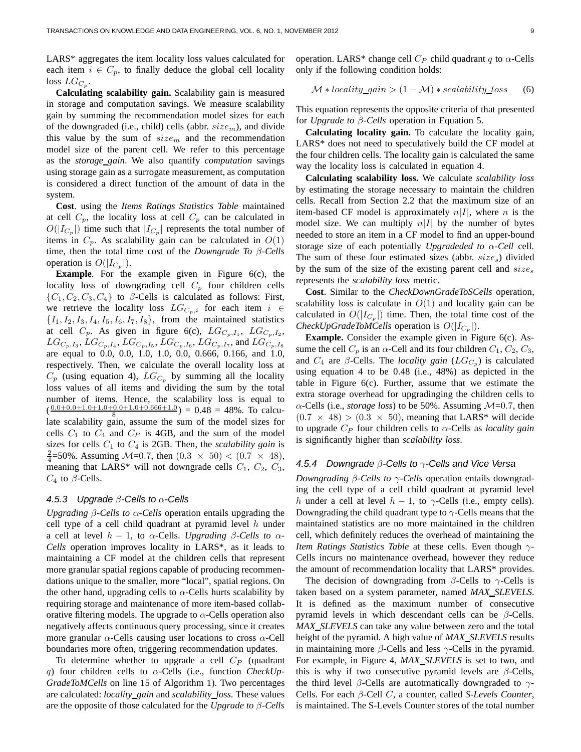LARS* aggregates the item locality loss values calculated for each item $i \in C_p$, to finally deduce the global cell locality loss $LG_{C_p}$.

**Calculating scalability gain.** Scalability gain is measured in storage and computation savings. We measure scalability gain by summing the recommendation model sizes for each of the downgraded (i.e., child) cells (abbr. $size_m$), and divide this value by the sum of $size_m$ and the recommendation model size of the parent cell. We refer to this percentage as the *storage_gain*. We also quantify *computation* savings using storage gain as a surrogate measurement, as computation is considered a direct function of the amount of data in the system.

**Cost**. using the *Items Ratings Statistics Table* maintained at cell $C_p$, the locality loss at cell $C_p$ can be calculated in $O(|I_{C_p}|)$ time such that $|I_{C_p}|$ represents the total number of items in $C_p$. As scalability gain can be calculated in $O(1)$ time, then the total time cost of the *Downgrade To β-Cells* operation is $O(|I_{C_p}|)$.

**Example**. For the example given in Figure 6(c), the locality loss of downgrading cell $C_p$ four children cells $\{C_1, C_2, C_3, C_4\}$ to $\beta$-Cells is calculated as follows: First, we retrieve the locality loss $LG_{C_p,i}$ for each item $i \in \{I_1, I_2, I_3, I_4, I_5, I_6, I_7, I_8\}$, from the maintained statistics at cell $C_p$. As given in figure 6(c), $LG_{C_p,I_1}$, $LG_{C_p,I_2}$, $LG_{C_p,I_3}$, $LG_{C_p,I_4}$, $LG_{C_p,I_5}$, $LG_{C_p,I_6}$, $LG_{C_p,I_7}$, and $LG_{C_p,I_8}$ are equal to 0.0, 0.0, 1.0, 1.0, 0.0, 0.666, 0.166, and 1.0, respectively. Then, we calculate the overall locality loss at $C_p$ (using equation 4), $LG_{C_p}$ by summing all the locality loss values of all items and dividing the sum by the total number of items. Hence, the scalability loss is equal to $(\frac{0.0+0.0+1.0+1.0+0.0+0.666+1.0}{8})$ = 0.48 = 48%. To calculate scalability gain, assume the sum of the model sizes for cells $C_1$ to $C_4$ and $C_P$ is 4GB, and the sum of the model sizes for cells $C_1$ to $C_4$ is 2GB. Then, the *scalability gain* is $\frac{2}{4}$=50%. Assuming $\mathcal{M}$=0.7, then $(0.3 \times 50) < (0.7 \times 48)$, meaning that LARS* will not downgrade cells $C_1$, $C_2$, $C_3$, $C_4$ to $\beta$-Cells.

### 4.5.3 Upgrade β-Cells to α-Cells

*Upgrading β-Cells to α-Cells* operation entails upgrading the cell type of a cell child quadrant at pyramid level $h$ under a cell at level $h-1$, to $\alpha$-Cells. *Upgrading β-Cells to α-Cells* operation improves locality in LARS*, as it leads to maintaining a CF model at the children cells that represent more granular spatial regions capable of producing recommendations unique to the smaller, more "local", spatial regions. On the other hand, upgrading cells to $\alpha$-Cells hurts scalability by requiring storage and maintenance of more item-based collaborative filtering models. The upgrade to $\alpha$-Cells operation also negatively affects continuous query processing, since it creates more granular $\alpha$-Cells causing user locations to cross $\alpha$-Cell boundaries more often, triggering recommendation updates.

To determine whether to upgrade a cell $C_P$ (quadrant $q$) four children cells to $\alpha$-Cells (i.e., function *CheckUpGradeToMCells* on line 15 of Algorithm 1). Two percentages are calculated: *locality_gain* and *scalability_loss*. These values are the opposite of those calculated for the *Upgrade to β-Cells* operation. LARS* change cell $C_P$ child quadrant $q$ to $\alpha$-Cells only if the following condition holds:

$$\mathcal{M} * locality\_gain > (1 - \mathcal{M}) * scalability\_loss \tag{6}$$

This equation represents the opposite criteria of that presented for *Upgrade to β-Cells* operation in Equation 5.

**Calculating locality gain.** To calculate the locality gain, LARS* does not need to speculatively build the CF model at the four children cells. The locality gain is calculated the same way the locality loss is calculated in equation 4.

**Calculating scalability loss.** We calculate *scalability loss* by estimating the storage necessary to maintain the children cells. Recall from Section 2.2 that the maximum size of an item-based CF model is approximately $n|I|$, where $n$ is the model size. We can multiply $n|I|$ by the number of bytes needed to store an item in a CF model to find an upper-bound storage size of each potentially *Upgradeded to α-Cell* cell. The sum of these four estimated sizes (abbr. $size_s$) divided by the sum of the size of the existing parent cell and $size_s$ represents the *scalability loss* metric.

**Cost**. Similar to the *CheckDownGradeToSCells* operation, scalability loss is calculate in $O(1)$ and locality gain can be calculated in $O(|I_{C_p}|)$ time. Then, the total time cost of the *CheckUpGradeToMCells* operation is $O(|I_{C_p}|)$.

**Example.** Consider the example given in Figure 6(c). Assume the cell $C_p$ is an $\alpha$-Cell and its four children $C_1$, $C_2$, $C_3$, and $C_4$ are $\beta$-Cells. The *locality gain* ($LG_{C_p}$) is calculated using equation 4 to be 0.48 (i.e., 48%) as depicted in the table in Figure 6(c). Further, assume that we estimate the extra storage overhead for upgradinging the children cells to $\alpha$-Cells (i.e., *storage loss*) to be 50%. Assuming $\mathcal{M}$=0.7, then $(0.7 \times 48) > (0.3 \times 50)$, meaning that LARS* will decide to upgrade $C_P$ four children cells to $\alpha$-Cells as *locality gain* is significantly higher than *scalability loss*.

### 4.5.4 Downgrade β-Cells to γ-Cells and Vice Versa

*Downgrading β-Cells to γ-Cells* operation entails downgrading the cell type of a cell child quadrant at pyramid level $h$ under a cell at level $h-1$, to $\gamma$-Cells (i.e., empty cells). Downgrading the child quadrant type to $\gamma$-Cells means that the maintained statistics are no more maintained in the children cell, which definitely reduces the overhead of maintaining the *Item Ratings Statistics Table* at these cells. Even though $\gamma$-Cells incurs no maintenance overhead, however they reduce the amount of recommendation locality that LARS* provides.

The decision of downgrading from $\beta$-Cells to $\gamma$-Cells is taken based on a system parameter, named *MAX_SLEVELS*. It is defined as the maximum number of consecutive pyramid levels in which descendant cells can be $\beta$-Cells. *MAX_SLEVELS* can take any value between zero and the total height of the pyramid. A high value of *MAX_SLEVELS* results in maintaining more $\beta$-Cells and less $\gamma$-Cells in the pyramid. For example, in Figure 4, *MAX_SLEVELS* is set to two, and this is why if two consecutive pyramid levels are $\beta$-Cells, the third level $\beta$-Cells are autotmatically downgraded to $\gamma$-Cells. For each $\beta$-Cell $C$, a counter, called *S-Levels Counter*, is maintained. The S-Levels Counter stores of the total number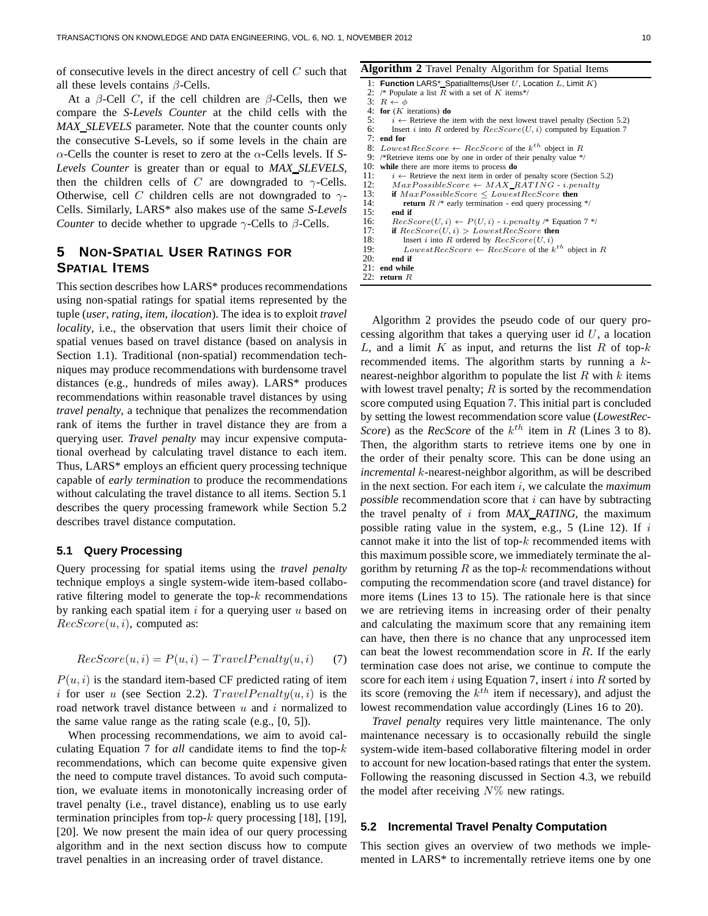of consecutive levels in the direct ancestry of cell $C$ such that all these levels contains $\beta$-Cells.

At a $\beta$-Cell $C$, if the cell children are $\beta$-Cells, then we compare the *S-Levels Counter* at the child cells with the *MAX_SLEVELS* parameter. Note that the counter counts only the consecutive S-Levels, so if some levels in the chain are $\alpha$-Cells the counter is reset to zero at the $\alpha$-Cells levels. If *S-Levels Counter* is greater than or equal to *MAX_SLEVELS*, then the children cells of $C$ are downgraded to $\gamma$-Cells. Otherwise, cell $C$ children cells are not downgraded to $\gamma$-Cells. Similarly, LARS* also makes use of the same *S-Levels Counter* to decide whether to upgrade $\gamma$-Cells to $\beta$-Cells.

## 5 Non-Spatial User Ratings for Spatial Items

This section describes how LARS* produces recommendations using non-spatial ratings for spatial items represented by the tuple (*user, rating, item, ilocation*). The idea is to exploit *travel locality*, i.e., the observation that users limit their choice of spatial venues based on travel distance (based on analysis in Section 1.1). Traditional (non-spatial) recommendation techniques may produce recommendations with burdensome travel distances (e.g., hundreds of miles away). LARS* produces recommendations within reasonable travel distances by using *travel penalty*, a technique that penalizes the recommendation rank of items the further in travel distance they are from a querying user. *Travel penalty* may incur expensive computational overhead by calculating travel distance to each item. Thus, LARS* employs an efficient query processing technique capable of *early termination* to produce the recommendations without calculating the travel distance to all items. Section 5.1 describes the query processing framework while Section 5.2 describes travel distance computation.

### 5.1 Query Processing

Query processing for spatial items using the *travel penalty* technique employs a single system-wide item-based collaborative filtering model to generate the top-$k$ recommendations by ranking each spatial item $i$ for a querying user $u$ based on $RecScore(u, i)$, computed as:

$$RecScore(u, i) = P(u, i) - TravelPenalty(u, i) \qquad (7)$$

$P(u, i)$ is the standard item-based CF predicted rating of item $i$ for user $u$ (see Section 2.2). $TravelPenalty(u, i)$ is the road network travel distance between $u$ and $i$ normalized to the same value range as the rating scale (e.g., [0, 5]).

When processing recommendations, we aim to avoid calculating Equation 7 for *all* candidate items to find the top-$k$ recommendations, which can become quite expensive given the need to compute travel distances. To avoid such computation, we evaluate items in monotonically increasing order of travel penalty (i.e., travel distance), enabling us to use early termination principles from top-$k$ query processing [18], [19], [20]. We now present the main idea of our query processing algorithm and in the next section discuss how to compute travel penalties in an increasing order of travel distance.

**Algorithm 2** Travel Penalty Algorithm for Spatial Items

```
1: Function LARS*_SpatialItems(User U, Location L, Limit K)
2: /* Populate a list R with a set of K items*/
3: R ← ϕ
4: for (K iterations) do
5:     i ← Retrieve the item with the next lowest travel penalty (Section 5.2)
6:     Insert i into R ordered by RecScore(U, i) computed by Equation 7
7: end for
8: LowestRecScore ← RecScore of the k^th object in R
9: /*Retrieve items one by one in order of their penalty value */
10: while there are more items to process do
11:     i ← Retrieve the next item in order of penalty score (Section 5.2)
12:     MaxPossibleScore ← MAX_RATING - i.penalty
13:     if MaxPossibleScore ≤ LowestRecScore then
14:         return R /* early termination - end query processing */
15:     end if
16:     RecScore(U, i) ← P(U, i) - i.penalty /* Equation 7 */
17:     if RecScore(U, i) > LowestRecScore then
18:         Insert i into R ordered by RecScore(U, i)
19:         LowestRecScore ← RecScore of the k^th object in R
20:     end if
21: end while
22: return R
```

Algorithm 2 provides the pseudo code of our query processing algorithm that takes a querying user id $U$, a location $L$, and a limit $K$ as input, and returns the list $R$ of top-$k$ recommended items. The algorithm starts by running a $k$-nearest-neighbor algorithm to populate the list $R$ with $k$ items with lowest travel penalty; $R$ is sorted by the recommendation score computed using Equation 7. This initial part is concluded by setting the lowest recommendation score value (*LowestRecScore*) as the *RecScore* of the $k^{th}$ item in $R$ (Lines 3 to 8). Then, the algorithm starts to retrieve items one by one in the order of their penalty score. This can be done using an *incremental* $k$-nearest-neighbor algorithm, as will be described in the next section. For each item $i$, we calculate the *maximum possible* recommendation score that $i$ can have by subtracting the travel penalty of $i$ from *MAX_RATING*, the maximum possible rating value in the system, e.g., 5 (Line 12). If $i$ cannot make it into the list of top-$k$ recommended items with this maximum possible score, we immediately terminate the algorithm by returning $R$ as the top-$k$ recommendations without computing the recommendation score (and travel distance) for more items (Lines 13 to 15). The rationale here is that since we are retrieving items in increasing order of their penalty and calculating the maximum score that any remaining item can have, then there is no chance that any unprocessed item can beat the lowest recommendation score in $R$. If the early termination case does not arise, we continue to compute the score for each item $i$ using Equation 7, insert $i$ into $R$ sorted by its score (removing the $k^{th}$ item if necessary), and adjust the lowest recommendation value accordingly (Lines 16 to 20).

*Travel penalty* requires very little maintenance. The only maintenance necessary is to occasionally rebuild the single system-wide item-based collaborative filtering model in order to account for new location-based ratings that enter the system. Following the reasoning discussed in Section 4.3, we rebuild the model after receiving $N\%$ new ratings.

### 5.2 Incremental Travel Penalty Computation

This section gives an overview of two methods we implemented in LARS* to incrementally retrieve items one by one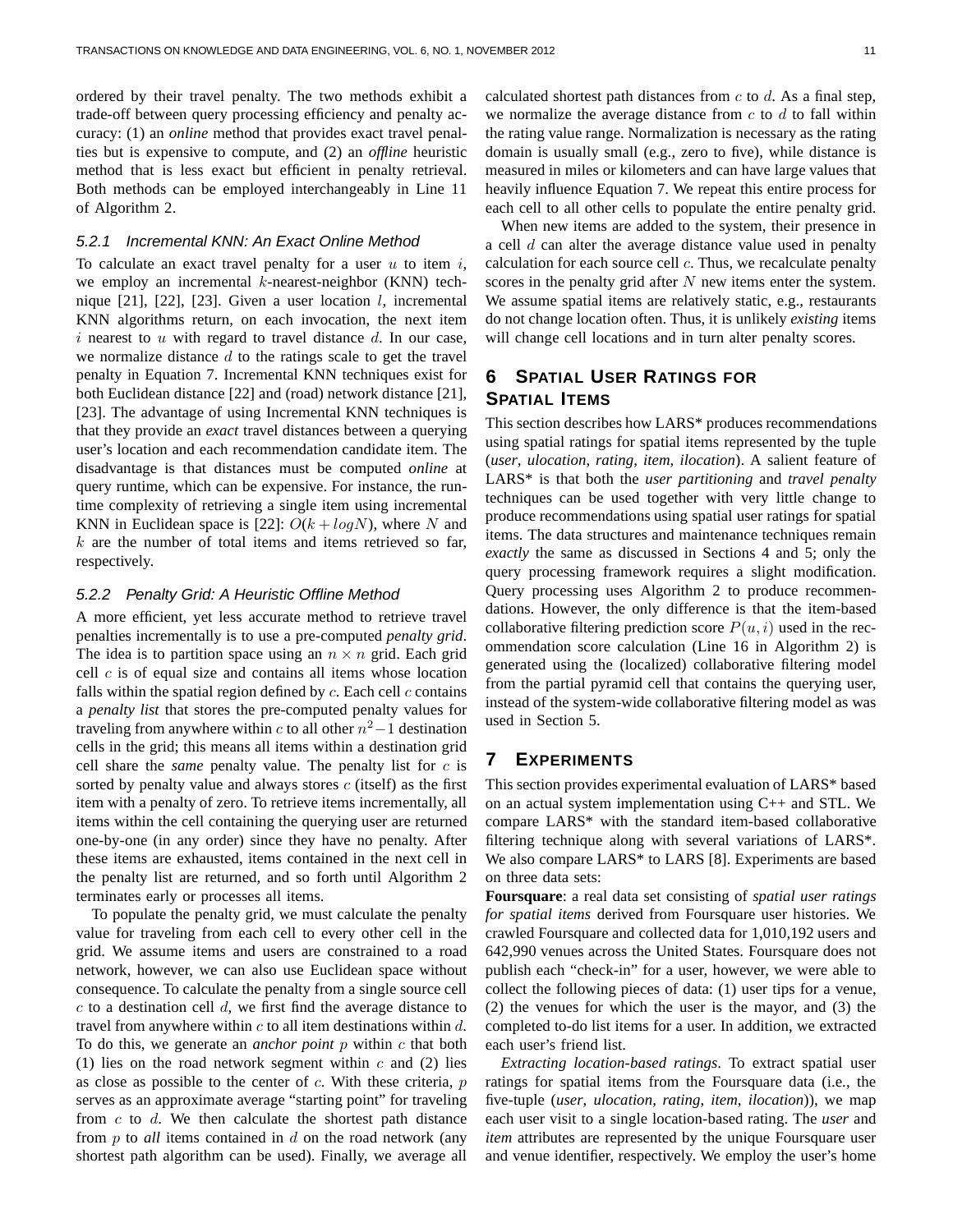ordered by their travel penalty. The two methods exhibit a trade-off between query processing efficiency and penalty accuracy: (1) an *online* method that provides exact travel penalties but is expensive to compute, and (2) an *offline* heuristic method that is less exact but efficient in penalty retrieval. Both methods can be employed interchangeably in Line 11 of Algorithm 2.

#### 5.2.1 Incremental KNN: An Exact Online Method

To calculate an exact travel penalty for a user $u$ to item $i$, we employ an incremental $k$-nearest-neighbor (KNN) technique [21], [22], [23]. Given a user location $l$, incremental KNN algorithms return, on each invocation, the next item $i$ nearest to $u$ with regard to travel distance $d$. In our case, we normalize distance $d$ to the ratings scale to get the travel penalty in Equation 7. Incremental KNN techniques exist for both Euclidean distance [22] and (road) network distance [21], [23]. The advantage of using Incremental KNN techniques is that they provide an *exact* travel distances between a querying user's location and each recommendation candidate item. The disadvantage is that distances must be computed *online* at query runtime, which can be expensive. For instance, the runtime complexity of retrieving a single item using incremental KNN in Euclidean space is [22]: $O(k + logN)$, where $N$ and $k$ are the number of total items and items retrieved so far, respectively.

#### 5.2.2 Penalty Grid: A Heuristic Offline Method

A more efficient, yet less accurate method to retrieve travel penalties incrementally is to use a pre-computed *penalty grid*. The idea is to partition space using an $n \times n$ grid. Each grid cell $c$ is of equal size and contains all items whose location falls within the spatial region defined by $c$. Each cell $c$ contains a *penalty list* that stores the pre-computed penalty values for traveling from anywhere within $c$ to all other $n^2 - 1$ destination cells in the grid; this means all items within a destination grid cell share the *same* penalty value. The penalty list for $c$ is sorted by penalty value and always stores $c$ (itself) as the first item with a penalty of zero. To retrieve items incrementally, all items within the cell containing the querying user are returned one-by-one (in any order) since they have no penalty. After these items are exhausted, items contained in the next cell in the penalty list are returned, and so forth until Algorithm 2 terminates early or processes all items.

To populate the penalty grid, we must calculate the penalty value for traveling from each cell to every other cell in the grid. We assume items and users are constrained to a road network, however, we can also use Euclidean space without consequence. To calculate the penalty from a single source cell $c$ to a destination cell $d$, we first find the average distance to travel from anywhere within $c$ to all item destinations within $d$. To do this, we generate an *anchor point* $p$ within $c$ that both (1) lies on the road network segment within $c$ and (2) lies as close as possible to the center of $c$. With these criteria, $p$ serves as an approximate average "starting point" for traveling from $c$ to $d$. We then calculate the shortest path distance from $p$ to *all* items contained in $d$ on the road network (any shortest path algorithm can be used). Finally, we average all calculated shortest path distances from $c$ to $d$. As a final step, we normalize the average distance from $c$ to $d$ to fall within the rating value range. Normalization is necessary as the rating domain is usually small (e.g., zero to five), while distance is measured in miles or kilometers and can have large values that heavily influence Equation 7. We repeat this entire process for each cell to all other cells to populate the entire penalty grid.

When new items are added to the system, their presence in a cell $d$ can alter the average distance value used in penalty calculation for each source cell $c$. Thus, we recalculate penalty scores in the penalty grid after $N$ new items enter the system. We assume spatial items are relatively static, e.g., restaurants do not change location often. Thus, it is unlikely *existing* items will change cell locations and in turn alter penalty scores.

## 6 Spatial User Ratings for Spatial Items

This section describes how LARS* produces recommendations using spatial ratings for spatial items represented by the tuple (*user*, *ulocation*, *rating*, *item*, *ilocation*). A salient feature of LARS* is that both the *user partitioning* and *travel penalty* techniques can be used together with very little change to produce recommendations using spatial user ratings for spatial items. The data structures and maintenance techniques remain *exactly* the same as discussed in Sections 4 and 5; only the query processing framework requires a slight modification. Query processing uses Algorithm 2 to produce recommendations. However, the only difference is that the item-based collaborative filtering prediction score $P(u, i)$ used in the recommendation score calculation (Line 16 in Algorithm 2) is generated using the (localized) collaborative filtering model from the partial pyramid cell that contains the querying user, instead of the system-wide collaborative filtering model as was used in Section 5.

## 7 Experiments

This section provides experimental evaluation of LARS* based on an actual system implementation using C++ and STL. We compare LARS* with the standard item-based collaborative filtering technique along with several variations of LARS*. We also compare LARS* to LARS [8]. Experiments are based on three data sets:

**Foursquare**: a real data set consisting of *spatial user ratings for spatial items* derived from Foursquare user histories. We crawled Foursquare and collected data for 1,010,192 users and 642,990 venues across the United States. Foursquare does not publish each "check-in" for a user, however, we were able to collect the following pieces of data: (1) user tips for a venue, (2) the venues for which the user is the mayor, and (3) the completed to-do list items for a user. In addition, we extracted each user's friend list.

*Extracting location-based ratings*. To extract spatial user ratings for spatial items from the Foursquare data (i.e., the five-tuple (*user*, *ulocation*, *rating*, *item*, *ilocation*)), we map each user visit to a single location-based rating. The *user* and *item* attributes are represented by the unique Foursquare user and venue identifier, respectively. We employ the user's home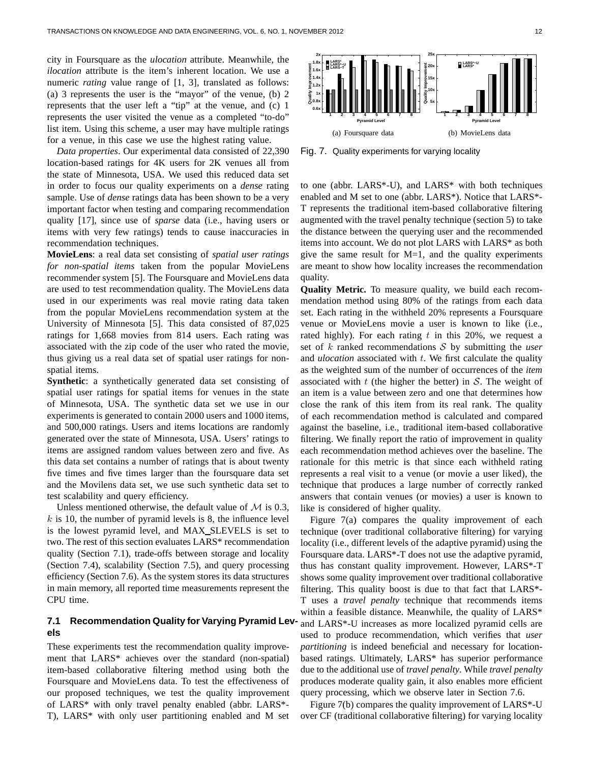city in Foursquare as the *ulocation* attribute. Meanwhile, the *ilocation* attribute is the item's inherent location. We use a numeric *rating* value range of [1, 3], translated as follows: (a) 3 represents the user is the "mayor" of the venue, (b) 2 represents that the user left a "tip" at the venue, and (c) 1 represents the user visited the venue as a completed "to-do" list item. Using this scheme, a user may have multiple ratings for a venue, in this case we use the highest rating value.

*Data properties*. Our experimental data consisted of 22,390 location-based ratings for 4K users for 2K venues all from the state of Minnesota, USA. We used this reduced data set in order to focus our quality experiments on a *dense* rating sample. Use of *dense* ratings data has been shown to be a very important factor when testing and comparing recommendation quality [17], since use of *sparse* data (i.e., having users or items with very few ratings) tends to cause inaccuracies in recommendation techniques.

**MovieLens**: a real data set consisting of *spatial user ratings for non-spatial items* taken from the popular MovieLens recommender system [5]. The Foursquare and MovieLens data are used to test recommendation quality. The MovieLens data used in our experiments was real movie rating data taken from the popular MovieLens recommendation system at the University of Minnesota [5]. This data consisted of 87,025 ratings for 1,668 movies from 814 users. Each rating was associated with the zip code of the user who rated the movie, thus giving us a real data set of spatial user ratings for non-spatial items.

**Synthetic**: a synthetically generated data set consisting of spatial user ratings for spatial items for venues in the state of Minnesota, USA. The synthetic data set we use in our experiments is generated to contain 2000 users and 1000 items, and 500,000 ratings. Users and items locations are randomly generated over the state of Minnesota, USA. Users' ratings to items are assigned random values between zero and five. As this data set contains a number of ratings that is about twenty five times and five times larger than the foursquare data set and the Movilens data set, we use such synthetic data set to test scalability and query efficiency.

Unless mentioned otherwise, the default value of $\mathcal{M}$ is 0.3, $k$ is 10, the number of pyramid levels is 8, the influence level is the lowest pyramid level, and MAX_SLEVELS is set to two. The rest of this section evaluates LARS* recommendation quality (Section 7.1), trade-offs between storage and locality (Section 7.4), scalability (Section 7.5), and query processing efficiency (Section 7.6). As the system stores its data structures in main memory, all reported time measurements represent the CPU time.

### 7.1 Recommendation Quality for Varying Pyramid Levels

These experiments test the recommendation quality improvement that LARS* achieves over the standard (non-spatial) item-based collaborative filtering method using both the Foursquare and MovieLens data. To test the effectiveness of our proposed techniques, we test the quality improvement of LARS* with only travel penalty enabled (abbr. LARS*-T), LARS* with only user partitioning enabled and M set to one (abbr. LARS*-U), and LARS* with both techniques enabled and M set to one (abbr. LARS*). Notice that LARS*-T represents the traditional item-based collaborative filtering augmented with the travel penalty technique (section 5) to take the distance between the querying user and the recommended items into account. We do not plot LARS with LARS* as both give the same result for M=1, and the quality experiments are meant to show how locality increases the recommendation quality.

Quality Improvement
2x
1.8x
1.6x
1.4x
1.2x
1x
0.8x
0.6x
LARS*
LARS*-U
LARS*-T
1 2 3 4 5 6 7 8
Pyramid Level

(a) Foursquare data

Quality Improvement
25x
20x
15x
10x
5x
LARS*-U
LARS*
1 2 3 4 5 6 7 8
Pyramid Level

(b) MovieLens data

Fig. 7. Quality experiments for varying locality

**Quality Metric.** To measure quality, we build each recommendation method using 80% of the ratings from each data set. Each rating in the withheld 20% represents a Foursquare venue or MovieLens movie a user is known to like (i.e., rated highly). For each rating $t$ in this 20%, we request a set of $k$ ranked recommendations $\mathcal{S}$ by submitting the *user* and *ulocation* associated with $t$. We first calculate the quality as the weighted sum of the number of occurrences of the *item* associated with $t$ (the higher the better) in $\mathcal{S}$. The weight of an item is a value between zero and one that determines how close the rank of this item from its real rank. The quality of each recommendation method is calculated and compared against the baseline, i.e., traditional item-based collaborative filtering. We finally report the ratio of improvement in quality each recommendation method achieves over the baseline. The rationale for this metric is that since each withheld rating represents a real visit to a venue (or movie a user liked), the technique that produces a large number of correctly ranked answers that contain venues (or movies) a user is known to like is considered of higher quality.

Figure 7(a) compares the quality improvement of each technique (over traditional collaborative filtering) for varying locality (i.e., different levels of the adaptive pyramid) using the Foursquare data. LARS*-T does not use the adaptive pyramid, thus has constant quality improvement. However, LARS*-T shows some quality improvement over traditional collaborative filtering. This quality boost is due to that fact that LARS*-T uses a *travel penalty* technique that recommends items within a feasible distance. Meanwhile, the quality of LARS* and LARS*-U increases as more localized pyramid cells are used to produce recommendation, which verifies that *user partitioning* is indeed beneficial and necessary for location-based ratings. Ultimately, LARS* has superior performance due to the additional use of *travel penalty*. While *travel penalty* produces moderate quality gain, it also enables more efficient query processing, which we observe later in Section 7.6.

Figure 7(b) compares the quality improvement of LARS*-U over CF (traditional collaborative filtering) for varying locality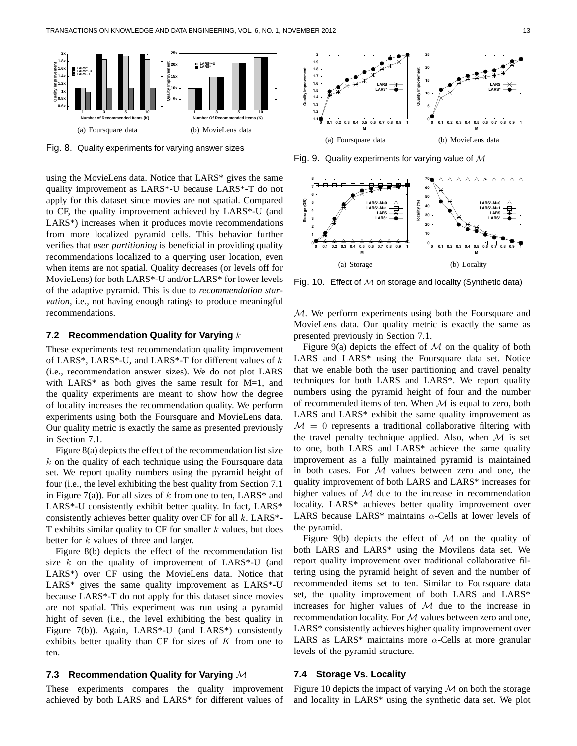2x
1.8x
1.6x
1.4x
1.2x
1x
0.8x
0.6x
Quality Improvement
LARS*
LARS*-U
LARS*-T
1 3 5 10
Number of Recommended Items (K)

(a) Foursquare data

25x
20x
15x
10x
5x
Quality Improvement
LARS*-U
LARS*
1 3 5 10
Number Of Recommended Items (K)

(b) MovieLens data

Fig. 8. Quality experiments for varying answer sizes

using the MovieLens data. Notice that LARS* gives the same quality improvement as LARS*-U because LARS*-T do not apply for this dataset since movies are not spatial. Compared to CF, the quality improvement achieved by LARS*-U (and LARS*) increases when it produces movie recommendations from more localized pyramid cells. This behavior further verifies that *user partitioning* is beneficial in providing quality recommendations localized to a querying user location, even when items are not spatial. Quality decreases (or levels off for MovieLens) for both LARS*-U and/or LARS* for lower levels of the adaptive pyramid. This is due to *recommendation starvation*, i.e., not having enough ratings to produce meaningful recommendations.

### 7.2 Recommendation Quality for Varying $k$

These experiments test recommendation quality improvement of LARS*, LARS*-U, and LARS*-T for different values of $k$ (i.e., recommendation answer sizes). We do not plot LARS with LARS* as both gives the same result for M=1, and the quality experiments are meant to show how the degree of locality increases the recommendation quality. We perform experiments using both the Foursquare and MovieLens data. Our quality metric is exactly the same as presented previously in Section 7.1.

Figure 8(a) depicts the effect of the recommendation list size $k$ on the quality of each technique using the Foursquare data set. We report quality numbers using the pyramid height of four (i.e., the level exhibiting the best quality from Section 7.1 in Figure 7(a)). For all sizes of $k$ from one to ten, LARS* and LARS*-U consistently exhibit better quality. In fact, LARS* consistently achieves better quality over CF for all $k$. LARS*-T exhibits similar quality to CF for smaller $k$ values, but does better for $k$ values of three and larger.

Figure 8(b) depicts the effect of the recommendation list size $k$ on the quality of improvement of LARS*-U (and LARS*) over CF using the MovieLens data. Notice that LARS* gives the same quality improvement as LARS*-U because LARS*-T do not apply for this dataset since movies are not spatial. This experiment was run using a pyramid hight of seven (i.e., the level exhibiting the best quality in Figure 7(b)). Again, LARS*-U (and LARS*) consistently exhibits better quality than CF for sizes of $K$ from one to ten.

### 7.3 Recommendation Quality for Varying $\mathcal{M}$

These experiments compares the quality improvement achieved by both LARS and LARS* for different values of

2
1.9
1.8
1.7
1.6
1.5
1.4
1.3
1.2
1.1
Quality Improvement
LARS
LARS*
0 0.1 0.2 0.3 0.4 0.5 0.6 0.7 0.8 0.9 1
M

(a) Foursquare data

25
20
15
10
5
0
Quality Improvement
LARS
LARS*
0 0.1 0.2 0.3 0.4 0.5 0.6 0.7 0.8 0.9 1
M

(b) MovieLens data

Fig. 9. Quality experiments for varying value of $\mathcal{M}$

8
7
6
5
4
3
2
1
0
Storage (GB)
LARS*-M=0
LARS*-M=1
LARS
LARS*
0 0.1 0.2 0.3 0.4 0.5 0.6 0.7 0.8 0.9 1
M

(a) Storage

70
60
50
40
30
20
10
0
locality (%)
LARS*-M=0
LARS*-M=1
LARS
LARS*
0 0.1 0.2 0.3 0.4 0.5 0.6 0.7 0.8 0.9 1
M

(b) Locality

Fig. 10. Effect of $\mathcal{M}$ on storage and locality (Synthetic data)

$\mathcal{M}$. We perform experiments using both the Foursquare and MovieLens data. Our quality metric is exactly the same as presented previously in Section 7.1.

Figure 9(a) depicts the effect of $\mathcal{M}$ on the quality of both LARS and LARS* using the Foursquare data set. Notice that we enable both the user partitioning and travel penalty techniques for both LARS and LARS*. We report quality numbers using the pyramid height of four and the number of recommended items of ten. When $\mathcal{M}$ is equal to zero, both LARS and LARS* exhibit the same quality improvement as $\mathcal{M} = 0$ represents a traditional collaborative filtering with the travel penalty technique applied. Also, when $\mathcal{M}$ is set to one, both LARS and LARS* achieve the same quality improvement as a fully maintained pyramid is maintained in both cases. For $\mathcal{M}$ values between zero and one, the quality improvement of both LARS and LARS* increases for higher values of $\mathcal{M}$ due to the increase in recommendation locality. LARS* achieves better quality improvement over LARS because LARS* maintains $\alpha$-Cells at lower levels of the pyramid.

Figure 9(b) depicts the effect of $\mathcal{M}$ on the quality of both LARS and LARS* using the Movilens data set. We report quality improvement over traditional collaborative filtering using the pyramid height of seven and the number of recommended items set to ten. Similar to Foursquare data set, the quality improvement of both LARS and LARS* increases for higher values of $\mathcal{M}$ due to the increase in recommendation locality. For $\mathcal{M}$ values between zero and one, LARS* consistently achieves higher quality improvement over LARS as LARS* maintains more $\alpha$-Cells at more granular levels of the pyramid structure.

### 7.4 Storage Vs. Locality

Figure 10 depicts the impact of varying $\mathcal{M}$ on both the storage and locality in LARS* using the synthetic data set. We plot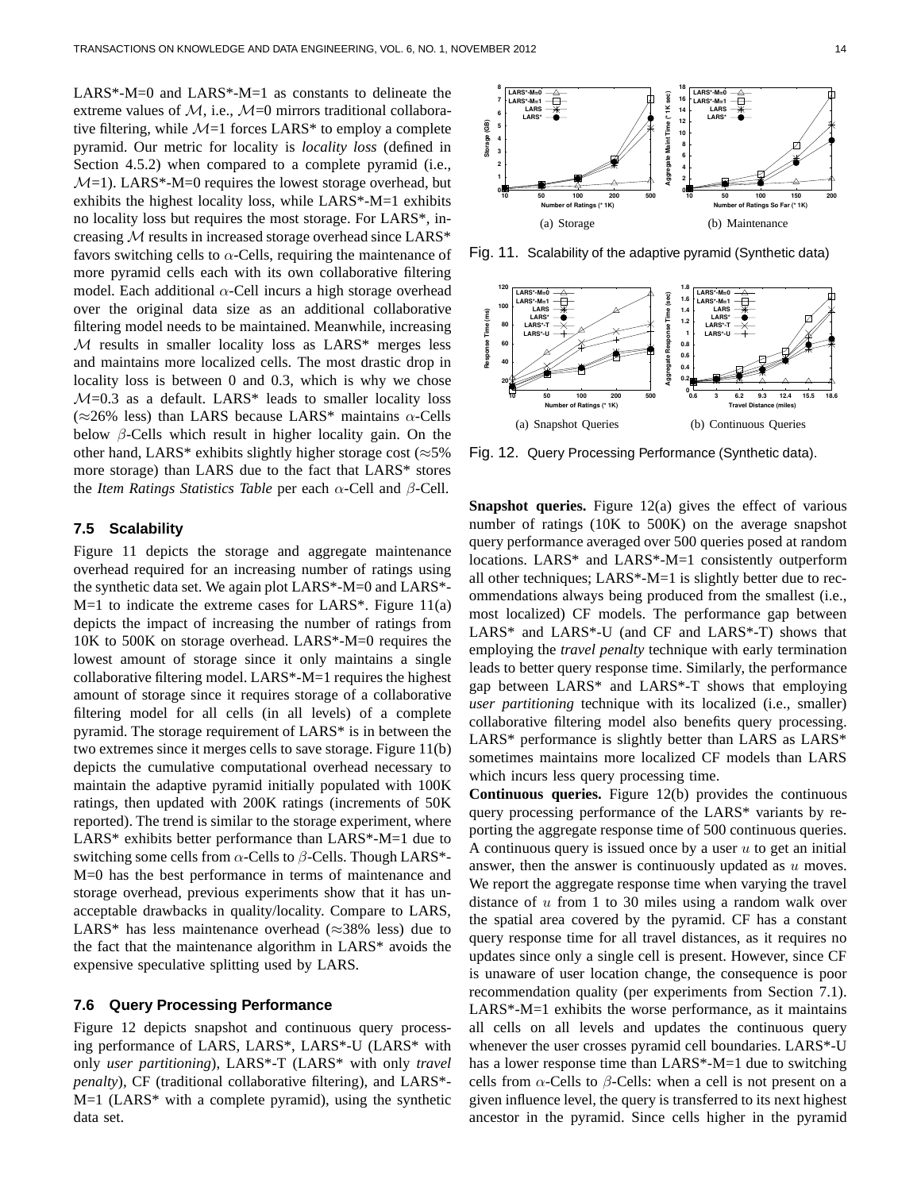LARS*-M=0 and LARS*-M=1 as constants to delineate the extreme values of $\mathcal{M}$, i.e., $\mathcal{M}$=0 mirrors traditional collaborative filtering, while $\mathcal{M}$=1 forces LARS* to employ a complete pyramid. Our metric for locality is *locality loss* (defined in Section 4.5.2) when compared to a complete pyramid (i.e., $\mathcal{M}$=1). LARS*-M=0 requires the lowest storage overhead, but exhibits the highest locality loss, while LARS*-M=1 exhibits no locality loss but requires the most storage. For LARS*, increasing $\mathcal{M}$ results in increased storage overhead since LARS* favors switching cells to $\alpha$-Cells, requiring the maintenance of more pyramid cells each with its own collaborative filtering model. Each additional $\alpha$-Cell incurs a high storage overhead over the original data size as an additional collaborative filtering model needs to be maintained. Meanwhile, increasing $\mathcal{M}$ results in smaller locality loss as LARS* merges less and maintains more localized cells. The most drastic drop in locality loss is between 0 and 0.3, which is why we chose $\mathcal{M}$=0.3 as a default. LARS* leads to smaller locality loss ($\approx$26% less) than LARS because LARS* maintains $\alpha$-Cells below $\beta$-Cells which result in higher locality gain. On the other hand, LARS* exhibits slightly higher storage cost ($\approx$5% more storage) than LARS due to the fact that LARS* stores the *Item Ratings Statistics Table* per each $\alpha$-Cell and $\beta$-Cell.

### 7.5 Scalability

Figure 11 depicts the storage and aggregate maintenance overhead required for an increasing number of ratings using the synthetic data set. We again plot LARS*-M=0 and LARS*-M=1 to indicate the extreme cases for LARS*. Figure 11(a) depicts the impact of increasing the number of ratings from 10K to 500K on storage overhead. LARS*-M=0 requires the lowest amount of storage since it only maintains a single collaborative filtering model. LARS*-M=1 requires the highest amount of storage since it requires storage of a collaborative filtering model for all cells (in all levels) of a complete pyramid. The storage requirement of LARS* is in between the two extremes since it merges cells to save storage. Figure 11(b) depicts the cumulative computational overhead necessary to maintain the adaptive pyramid initially populated with 100K ratings, then updated with 200K ratings (increments of 50K reported). The trend is similar to the storage experiment, where LARS* exhibits better performance than LARS*-M=1 due to switching some cells from $\alpha$-Cells to $\beta$-Cells. Though LARS*-M=0 has the best performance in terms of maintenance and storage overhead, previous experiments show that it has unacceptable drawbacks in quality/locality. Compare to LARS, LARS* has less maintenance overhead ($\approx$38% less) due to the fact that the maintenance algorithm in LARS* avoids the expensive speculative splitting used by LARS.

### 7.6 Query Processing Performance

Figure 12 depicts snapshot and continuous query processing performance of LARS, LARS*, LARS*-U (LARS* with only *user partitioning*), LARS*-T (LARS* with only *travel penalty*), CF (traditional collaborative filtering), and LARS*-M=1 (LARS* with a complete pyramid), using the synthetic data set.

LARS*-M=0
LARS*-M=1
LARS
LARS*
Storage (GB)
Number of Ratings (* 1K)
10 50 100 200 500
(a) Storage

Aggregate Maint Time (* 1K sec)
Number of Ratings So Far (* 1K)
10 50 100 150 200
(b) Maintenance

Fig. 11. Scalability of the adaptive pyramid (Synthetic data)

LARS*-M=0
LARS*-M=1
LARS
LARS*
LARS*-T
LARS*-U
Response Time (ms)
Number of Ratings (* 1K)
10 50 100 200 500
(a) Snapshot Queries

Aggregate Response Time (sec)
Travel Distance (miles)
0.6 3 6.2 9.3 12.4 15.5 18.6
(b) Continuous Queries

Fig. 12. Query Processing Performance (Synthetic data).

**Snapshot queries.** Figure 12(a) gives the effect of various number of ratings (10K to 500K) on the average snapshot query performance averaged over 500 queries posed at random locations. LARS* and LARS*-M=1 consistently outperform all other techniques; LARS*-M=1 is slightly better due to recommendations always being produced from the smallest (i.e., most localized) CF models. The performance gap between LARS* and LARS*-U (and CF and LARS*-T) shows that employing the *travel penalty* technique with early termination leads to better query response time. Similarly, the performance gap between LARS* and LARS*-T shows that employing *user partitioning* technique with its localized (i.e., smaller) collaborative filtering model also benefits query processing. LARS* performance is slightly better than LARS as LARS* sometimes maintains more localized CF models than LARS which incurs less query processing time.

**Continuous queries.** Figure 12(b) provides the continuous query processing performance of the LARS* variants by reporting the aggregate response time of 500 continuous queries. A continuous query is issued once by a user $u$ to get an initial answer, then the answer is continuously updated as $u$ moves. We report the aggregate response time when varying the travel distance of $u$ from 1 to 30 miles using a random walk over the spatial area covered by the pyramid. CF has a constant query response time for all travel distances, as it requires no updates since only a single cell is present. However, since CF is unaware of user location change, the consequence is poor recommendation quality (per experiments from Section 7.1). LARS*-M=1 exhibits the worse performance, as it maintains all cells on all levels and updates the continuous query whenever the user crosses pyramid cell boundaries. LARS*-U has a lower response time than LARS*-M=1 due to switching cells from $\alpha$-Cells to $\beta$-Cells: when a cell is not present on a given influence level, the query is transferred to its next highest ancestor in the pyramid. Since cells higher in the pyramid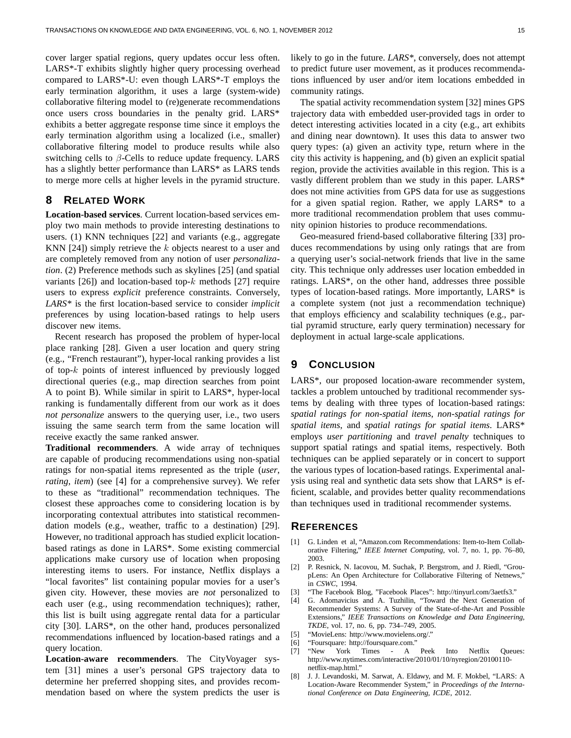cover larger spatial regions, query updates occur less often. LARS*-T exhibits slightly higher query processing overhead compared to LARS*-U: even though LARS*-T employs the early termination algorithm, it uses a large (system-wide) collaborative filtering model to (re)generate recommendations once users cross boundaries in the penalty grid. LARS* exhibits a better aggregate response time since it employs the early termination algorithm using a localized (i.e., smaller) collaborative filtering model to produce results while also switching cells to $\beta$-Cells to reduce update frequency. LARS has a slightly better performance than LARS* as LARS tends to merge more cells at higher levels in the pyramid structure.

## 8 Related Work

**Location-based services**. Current location-based services employ two main methods to provide interesting destinations to users. (1) KNN techniques [22] and variants (e.g., aggregate KNN [24]) simply retrieve the $k$ objects nearest to a user and are completely removed from any notion of user *personalization*. (2) Preference methods such as skylines [25] (and spatial variants [26]) and location-based top-$k$ methods [27] require users to express *explicit* preference constraints. Conversely, *LARS** is the first location-based service to consider *implicit* preferences by using location-based ratings to help users discover new items.

Recent research has proposed the problem of hyper-local place ranking [28]. Given a user location and query string (e.g., "French restaurant"), hyper-local ranking provides a list of top-$k$ points of interest influenced by previously logged directional queries (e.g., map direction searches from point A to point B). While similar in spirit to LARS*, hyper-local ranking is fundamentally different from our work as it does *not personalize* answers to the querying user, i.e., two users issuing the same search term from the same location will receive exactly the same ranked answer.

**Traditional recommenders**. A wide array of techniques are capable of producing recommendations using non-spatial ratings for non-spatial items represented as the triple (*user*, *rating*, *item*) (see [4] for a comprehensive survey). We refer to these as "traditional" recommendation techniques. The closest these approaches come to considering location is by incorporating contextual attributes into statistical recommendation models (e.g., weather, traffic to a destination) [29]. However, no traditional approach has studied explicit location-based ratings as done in LARS*. Some existing commercial applications make cursory use of location when proposing interesting items to users. For instance, Netflix displays a "local favorites" list containing popular movies for a user's given city. However, these movies are *not* personalized to each user (e.g., using recommendation techniques); rather, this list is built using aggregate rental data for a particular city [30]. LARS*, on the other hand, produces personalized recommendations influenced by location-based ratings and a query location.

**Location-aware recommenders**. The CityVoyager system [31] mines a user's personal GPS trajectory data to determine her preferred shopping sites, and provides recommendation based on where the system predicts the user is likely to go in the future. *LARS**, conversely, does not attempt to predict future user movement, as it produces recommendations influenced by user and/or item locations embedded in community ratings.

The spatial activity recommendation system [32] mines GPS trajectory data with embedded user-provided tags in order to detect interesting activities located in a city (e.g., art exhibits and dining near downtown). It uses this data to answer two query types: (a) given an activity type, return where in the city this activity is happening, and (b) given an explicit spatial region, provide the activities available in this region. This is a vastly different problem than we study in this paper. LARS* does not mine activities from GPS data for use as suggestions for a given spatial region. Rather, we apply LARS* to a more traditional recommendation problem that uses community opinion histories to produce recommendations.

Geo-measured friend-based collaborative filtering [33] produces recommendations by using only ratings that are from a querying user's social-network friends that live in the same city. This technique only addresses user location embedded in ratings. LARS*, on the other hand, addresses three possible types of location-based ratings. More importantly, LARS* is a complete system (not just a recommendation technique) that employs efficiency and scalability techniques (e.g., partial pyramid structure, early query termination) necessary for deployment in actual large-scale applications.

## 9 Conclusion

LARS*, our proposed location-aware recommender system, tackles a problem untouched by traditional recommender systems by dealing with three types of location-based ratings: *spatial ratings for non-spatial items*, *non-spatial ratings for spatial items*, and *spatial ratings for spatial items*. LARS* employs *user partitioning* and *travel penalty* techniques to support spatial ratings and spatial items, respectively. Both techniques can be applied separately or in concert to support the various types of location-based ratings. Experimental analysis using real and synthetic data sets show that LARS* is efficient, scalable, and provides better quality recommendations than techniques used in traditional recommender systems.

## References

[1] G. Linden et al, "Amazon.com Recommendations: Item-to-Item Collaborative Filtering," *IEEE Internet Computing*, vol. 7, no. 1, pp. 76–80, 2003.

[2] P. Resnick, N. Iacovou, M. Suchak, P. Bergstrom, and J. Riedl, "GroupLens: An Open Architecture for Collaborative Filtering of Netnews," in *CSWC*, 1994.

[3] "The Facebook Blog, "Facebook Places": http://tinyurl.com/3aetfs3."

[4] G. Adomavicius and A. Tuzhilin, "Toward the Next Generation of Recommender Systems: A Survey of the State-of-the-Art and Possible Extensions," *IEEE Transactions on Knowledge and Data Engineering, TKDE*, vol. 17, no. 6, pp. 734–749, 2005.

[5] "MovieLens: http://www.movielens.org/."

[6] "Foursquare: http://foursquare.com."

[7] "New York Times - A Peek Into Netflix Queues: http://www.nytimes.com/interactive/2010/01/10/nyregion/20100110-netflix-map.html."

[8] J. J. Levandoski, M. Sarwat, A. Eldawy, and M. F. Mokbel, "LARS: A Location-Aware Recommender System," in *Proceedings of the International Conference on Data Engineering, ICDE*, 2012.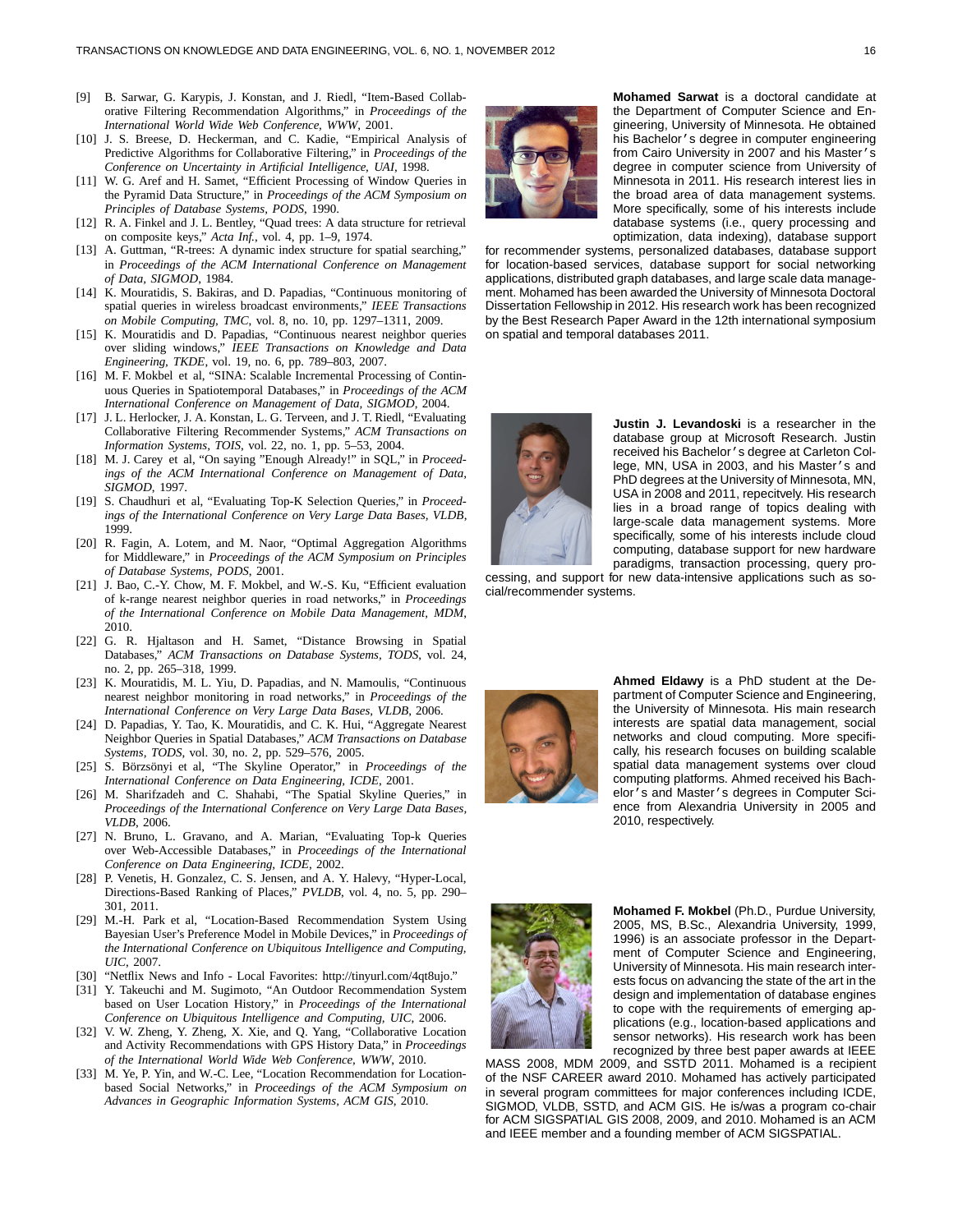[9] B. Sarwar, G. Karypis, J. Konstan, and J. Riedl, "Item-Based Collaborative Filtering Recommendation Algorithms," in *Proceedings of the International World Wide Web Conference, WWW*, 2001.

[10] J. S. Breese, D. Heckerman, and C. Kadie, "Empirical Analysis of Predictive Algorithms for Collaborative Filtering," in *Proceedings of the Conference on Uncertainty in Artificial Intelligence, UAI*, 1998.

[11] W. G. Aref and H. Samet, "Efficient Processing of Window Queries in the Pyramid Data Structure," in *Proceedings of the ACM Symposium on Principles of Database Systems, PODS*, 1990.

[12] R. A. Finkel and J. L. Bentley, "Quad trees: A data structure for retrieval on composite keys," *Acta Inf.*, vol. 4, pp. 1–9, 1974.

[13] A. Guttman, "R-trees: A dynamic index structure for spatial searching," in *Proceedings of the ACM International Conference on Management of Data, SIGMOD*, 1984.

[14] K. Mouratidis, S. Bakiras, and D. Papadias, "Continuous monitoring of spatial queries in wireless broadcast environments," *IEEE Transactions on Mobile Computing, TMC*, vol. 8, no. 10, pp. 1297–1311, 2009.

[15] K. Mouratidis and D. Papadias, "Continuous nearest neighbor queries over sliding windows," *IEEE Transactions on Knowledge and Data Engineering, TKDE*, vol. 19, no. 6, pp. 789–803, 2007.

[16] M. F. Mokbel et al, "SINA: Scalable Incremental Processing of Continuous Queries in Spatiotemporal Databases," in *Proceedings of the ACM International Conference on Management of Data, SIGMOD*, 2004.

[17] J. L. Herlocker, J. A. Konstan, L. G. Terveen, and J. T. Riedl, "Evaluating Collaborative Filtering Recommender Systems," *ACM Transactions on Information Systems, TOIS*, vol. 22, no. 1, pp. 5–53, 2004.

[18] M. J. Carey et al, "On saying "Enough Already!" in SQL," in *Proceedings of the ACM International Conference on Management of Data, SIGMOD*, 1997.

[19] S. Chaudhuri et al, "Evaluating Top-K Selection Queries," in *Proceedings of the International Conference on Very Large Data Bases, VLDB*, 1999.

[20] R. Fagin, A. Lotem, and M. Naor, "Optimal Aggregation Algorithms for Middleware," in *Proceedings of the ACM Symposium on Principles of Database Systems, PODS*, 2001.

[21] J. Bao, C.-Y. Chow, M. F. Mokbel, and W.-S. Ku, "Efficient evaluation of k-range nearest neighbor queries in road networks," in *Proceedings of the International Conference on Mobile Data Management, MDM*, 2010.

[22] G. R. Hjaltason and H. Samet, "Distance Browsing in Spatial Databases," *ACM Transactions on Database Systems, TODS*, vol. 24, no. 2, pp. 265–318, 1999.

[23] K. Mouratidis, M. L. Yiu, D. Papadias, and N. Mamoulis, "Continuous nearest neighbor monitoring in road networks," in *Proceedings of the International Conference on Very Large Data Bases, VLDB*, 2006.

[24] D. Papadias, Y. Tao, K. Mouratidis, and C. K. Hui, "Aggregate Nearest Neighbor Queries in Spatial Databases," *ACM Transactions on Database Systems, TODS*, vol. 30, no. 2, pp. 529–576, 2005.

[25] S. Börzsönyi et al, "The Skyline Operator," in *Proceedings of the International Conference on Data Engineering, ICDE*, 2001.

[26] M. Sharifzadeh and C. Shahabi, "The Spatial Skyline Queries," in *Proceedings of the International Conference on Very Large Data Bases, VLDB*, 2006.

[27] N. Bruno, L. Gravano, and A. Marian, "Evaluating Top-k Queries over Web-Accessible Databases," in *Proceedings of the International Conference on Data Engineering, ICDE*, 2002.

[28] P. Venetis, H. Gonzalez, C. S. Jensen, and A. Y. Halevy, "Hyper-Local, Directions-Based Ranking of Places," *PVLDB*, vol. 4, no. 5, pp. 290–301, 2011.

[29] M.-H. Park et al, "Location-Based Recommendation System Using Bayesian User's Preference Model in Mobile Devices," in *Proceedings of the International Conference on Ubiquitous Intelligence and Computing, UIC*, 2007.

[30] "Netflix News and Info - Local Favorites: http://tinyurl.com/4qt8ujo."

[31] Y. Takeuchi and M. Sugimoto, "An Outdoor Recommendation System based on User Location History," in *Proceedings of the International Conference on Ubiquitous Intelligence and Computing, UIC*, 2006.

[32] V. W. Zheng, Y. Zheng, X. Xie, and Q. Yang, "Collaborative Location and Activity Recommendations with GPS History Data," in *Proceedings of the International World Wide Web Conference, WWW*, 2010.

[33] M. Ye, P. Yin, and W.-C. Lee, "Location Recommendation for Location-based Social Networks," in *Proceedings of the ACM Symposium on Advances in Geographic Information Systems, ACM GIS*, 2010.

**Mohamed Sarwat** is a doctoral candidate at the Department of Computer Science and Engineering, University of Minnesota. He obtained his Bachelor's degree in computer engineering from Cairo University in 2007 and his Master's degree in computer science from University of Minnesota in 2011. His research interest lies in the broad area of data management systems. More specifically, some of his interests include database systems (i.e., query processing and optimization, data indexing), database support for recommender systems, personalized databases, database support for location-based services, database support for social networking applications, distributed graph databases, and large scale data management. Mohamed has been awarded the University of Minnesota Doctoral Dissertation Fellowship in 2012. His research work has been recognized by the Best Research Paper Award in the 12th international symposium on spatial and temporal databases 2011.

**Justin J. Levandoski** is a researcher in the database group at Microsoft Research. Justin received his Bachelor's degree at Carleton College, MN, USA in 2003, and his Master's and PhD degrees at the University of Minnesota, MN, USA in 2008 and 2011, repecitvely. His research lies in a broad range of topics dealing with large-scale data management systems. More specifically, some of his interests include cloud computing, database support for new hardware paradigms, transaction processing, query processing, and support for new data-intensive applications such as social/recommender systems.

**Ahmed Eldawy** is a PhD student at the Department of Computer Science and Engineering, the University of Minnesota. His main research interests are spatial data management, social networks and cloud computing. More specifically, his research focuses on building scalable spatial data management systems over cloud computing platforms. Ahmed received his Bachelor's and Master's degrees in Computer Science from Alexandria University in 2005 and 2010, respectively.

**Mohamed F. Mokbel** (Ph.D., Purdue University, 2005, MS, B.Sc., Alexandria University, 1999, 1996) is an associate professor in the Department of Computer Science and Engineering, University of Minnesota. His main research interests focus on advancing the state of the art in the design and implementation of database engines to cope with the requirements of emerging applications (e.g., location-based applications and sensor networks). His research work has been recognized by three best paper awards at IEEE MASS 2008, MDM 2009, and SSTD 2011. Mohamed is a recipient of the NSF CAREER award 2010. Mohamed has actively participated in several program committees for major conferences including ICDE, SIGMOD, VLDB, SSTD, and ACM GIS. He is/was a program co-chair for ACM SIGSPATIAL GIS 2008, 2009, and 2010. Mohamed is an ACM and IEEE member and a founding member of ACM SIGSPATIAL.